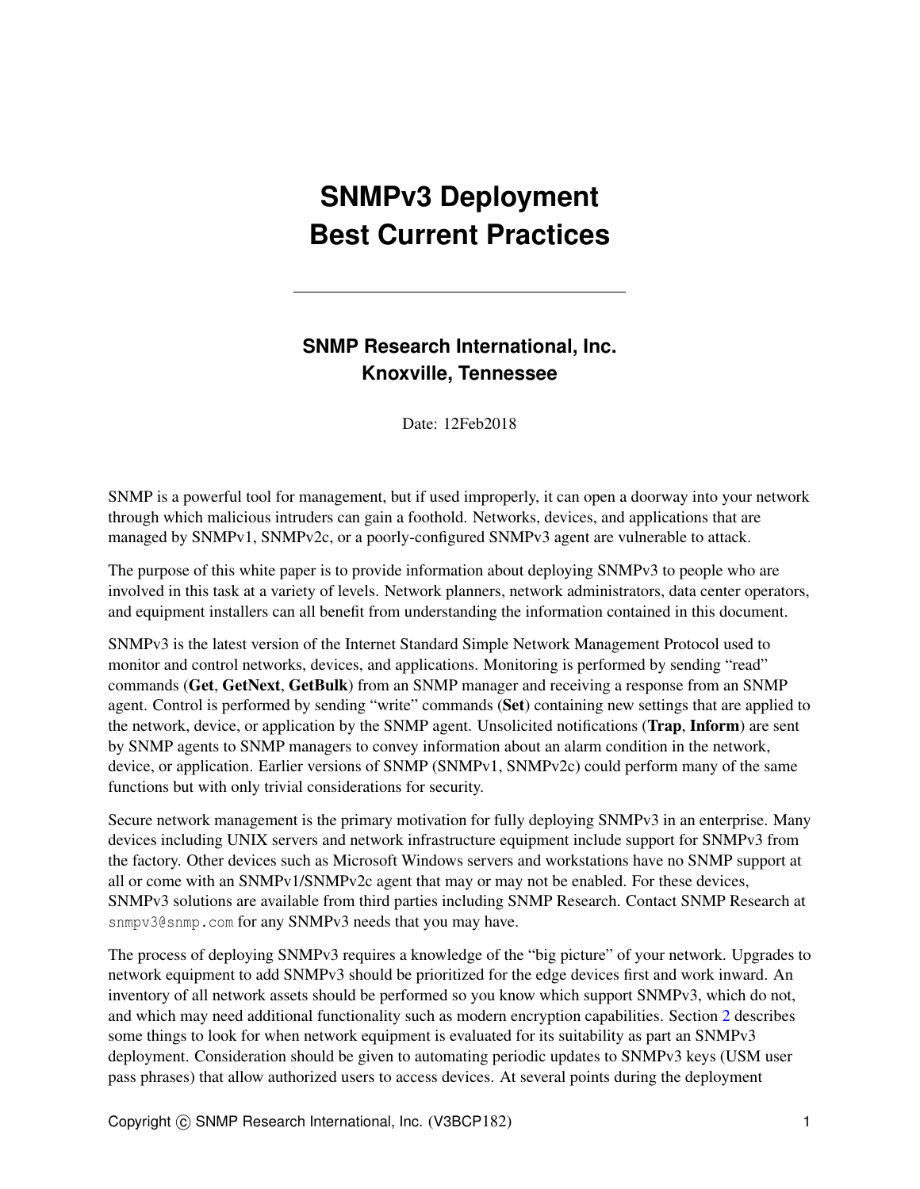# SNMPv3 Deployment Best Current Practices

**SNMP Research International, Inc.**
**Knoxville, Tennessee**

Date: 12Feb2018

SNMP is a powerful tool for management, but if used improperly, it can open a doorway into your network through which malicious intruders can gain a foothold. Networks, devices, and applications that are managed by SNMPv1, SNMPv2c, or a poorly-configured SNMPv3 agent are vulnerable to attack.

The purpose of this white paper is to provide information about deploying SNMPv3 to people who are involved in this task at a variety of levels. Network planners, network administrators, data center operators, and equipment installers can all benefit from understanding the information contained in this document.

SNMPv3 is the latest version of the Internet Standard Simple Network Management Protocol used to monitor and control networks, devices, and applications. Monitoring is performed by sending "read" commands (**Get**, **GetNext**, **GetBulk**) from an SNMP manager and receiving a response from an SNMP agent. Control is performed by sending "write" commands (**Set**) containing new settings that are applied to the network, device, or application by the SNMP agent. Unsolicited notifications (**Trap**, **Inform**) are sent by SNMP agents to SNMP managers to convey information about an alarm condition in the network, device, or application. Earlier versions of SNMP (SNMPv1, SNMPv2c) could perform many of the same functions but with only trivial considerations for security.

Secure network management is the primary motivation for fully deploying SNMPv3 in an enterprise. Many devices including UNIX servers and network infrastructure equipment include support for SNMPv3 from the factory. Other devices such as Microsoft Windows servers and workstations have no SNMP support at all or come with an SNMPv1/SNMPv2c agent that may or may not be enabled. For these devices, SNMPv3 solutions are available from third parties including SNMP Research. Contact SNMP Research at `snmpv3@snmp.com` for any SNMPv3 needs that you may have.

The process of deploying SNMPv3 requires a knowledge of the "big picture" of your network. Upgrades to network equipment to add SNMPv3 should be prioritized for the edge devices first and work inward. An inventory of all network assets should be performed so you know which support SNMPv3, which do not, and which may need additional functionality such as modern encryption capabilities. Section 2 describes some things to look for when network equipment is evaluated for its suitability as part an SNMPv3 deployment. Consideration should be given to automating periodic updates to SNMPv3 keys (USM user pass phrases) that allow authorized users to access devices. At several points during the deployment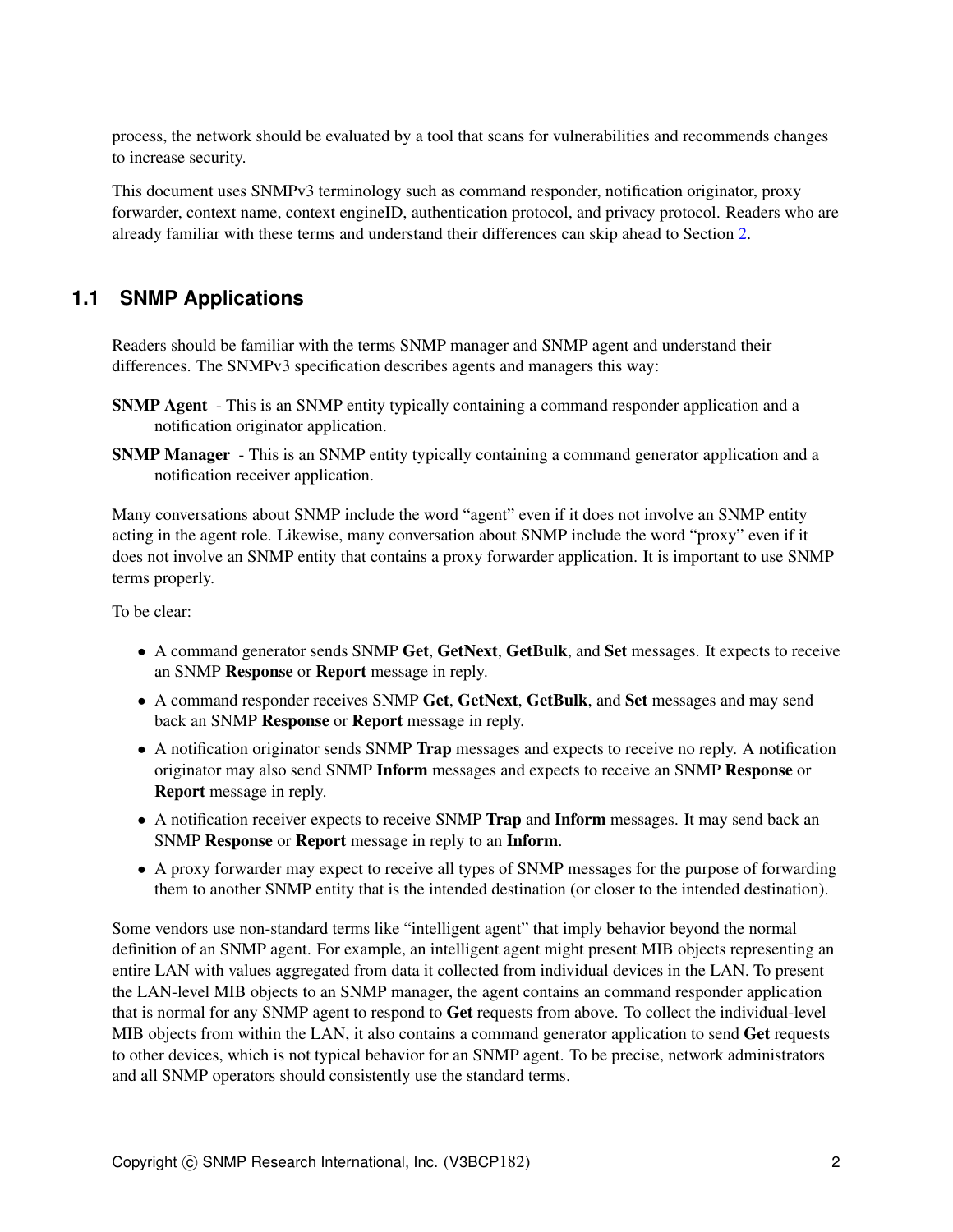process, the network should be evaluated by a tool that scans for vulnerabilities and recommends changes to increase security.

This document uses SNMPv3 terminology such as command responder, notification originator, proxy forwarder, context name, context engineID, authentication protocol, and privacy protocol. Readers who are already familiar with these terms and understand their differences can skip ahead to Section 2.

## 1.1 SNMP Applications

Readers should be familiar with the terms SNMP manager and SNMP agent and understand their differences. The SNMPv3 specification describes agents and managers this way:

**SNMP Agent** - This is an SNMP entity typically containing a command responder application and a notification originator application.

**SNMP Manager** - This is an SNMP entity typically containing a command generator application and a notification receiver application.

Many conversations about SNMP include the word “agent” even if it does not involve an SNMP entity acting in the agent role. Likewise, many conversation about SNMP include the word “proxy” even if it does not involve an SNMP entity that contains a proxy forwarder application. It is important to use SNMP terms properly.

To be clear:

- A command generator sends SNMP **Get**, **GetNext**, **GetBulk**, and **Set** messages. It expects to receive an SNMP **Response** or **Report** message in reply.
- A command responder receives SNMP **Get**, **GetNext**, **GetBulk**, and **Set** messages and may send back an SNMP **Response** or **Report** message in reply.
- A notification originator sends SNMP **Trap** messages and expects to receive no reply. A notification originator may also send SNMP **Inform** messages and expects to receive an SNMP **Response** or **Report** message in reply.
- A notification receiver expects to receive SNMP **Trap** and **Inform** messages. It may send back an SNMP **Response** or **Report** message in reply to an **Inform**.
- A proxy forwarder may expect to receive all types of SNMP messages for the purpose of forwarding them to another SNMP entity that is the intended destination (or closer to the intended destination).

Some vendors use non-standard terms like “intelligent agent” that imply behavior beyond the normal definition of an SNMP agent. For example, an intelligent agent might present MIB objects representing an entire LAN with values aggregated from data it collected from individual devices in the LAN. To present the LAN-level MIB objects to an SNMP manager, the agent contains an command responder application that is normal for any SNMP agent to respond to **Get** requests from above. To collect the individual-level MIB objects from within the LAN, it also contains a command generator application to send **Get** requests to other devices, which is not typical behavior for an SNMP agent. To be precise, network administrators and all SNMP operators should consistently use the standard terms.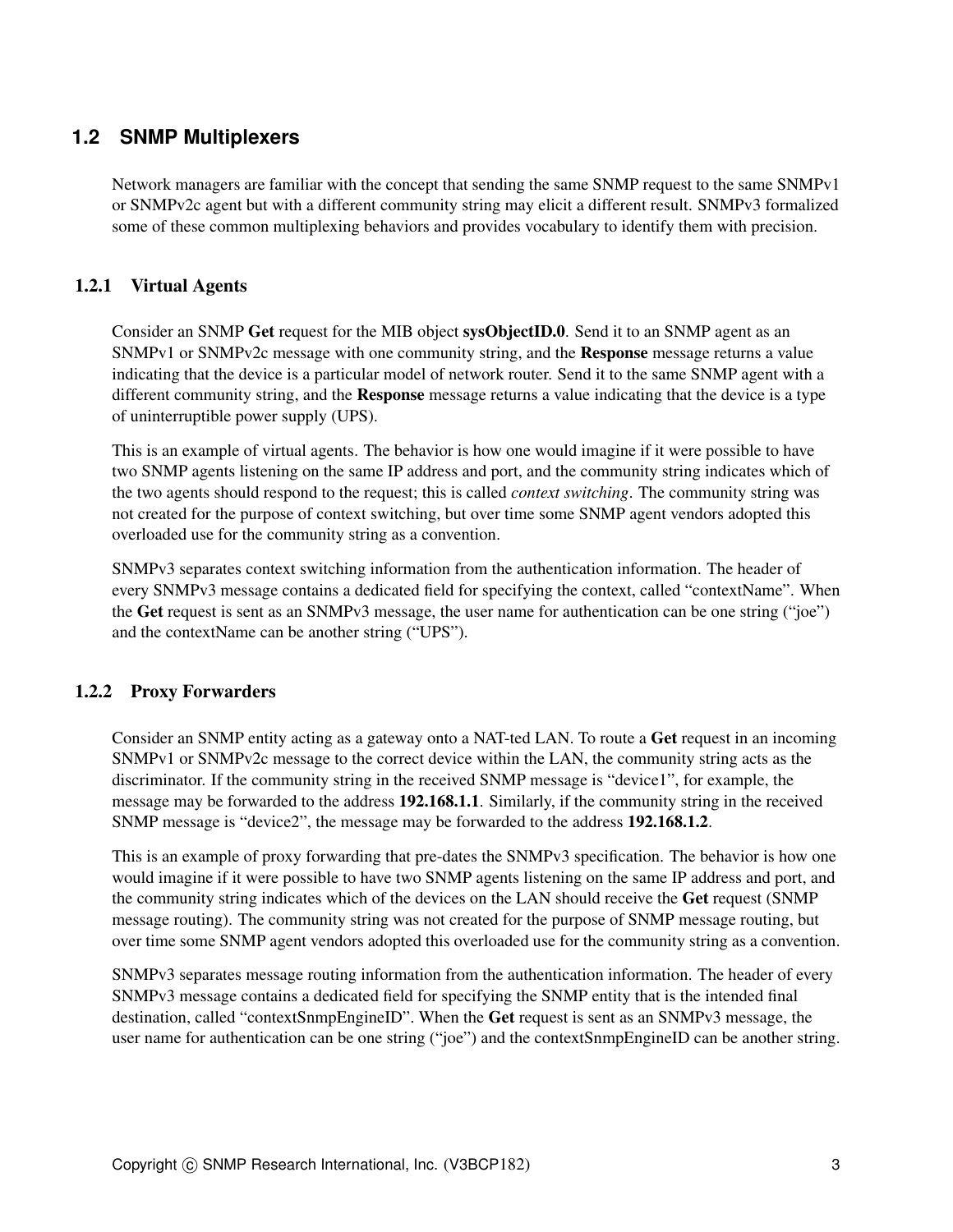## 1.2 SNMP Multiplexers

Network managers are familiar with the concept that sending the same SNMP request to the same SNMPv1 or SNMPv2c agent but with a different community string may elicit a different result. SNMPv3 formalized some of these common multiplexing behaviors and provides vocabulary to identify them with precision.

### 1.2.1 Virtual Agents

Consider an SNMP **Get** request for the MIB object **sysObjectID.0**. Send it to an SNMP agent as an SNMPv1 or SNMPv2c message with one community string, and the **Response** message returns a value indicating that the device is a particular model of network router. Send it to the same SNMP agent with a different community string, and the **Response** message returns a value indicating that the device is a type of uninterruptible power supply (UPS).

This is an example of virtual agents. The behavior is how one would imagine if it were possible to have two SNMP agents listening on the same IP address and port, and the community string indicates which of the two agents should respond to the request; this is called *context switching*. The community string was not created for the purpose of context switching, but over time some SNMP agent vendors adopted this overloaded use for the community string as a convention.

SNMPv3 separates context switching information from the authentication information. The header of every SNMPv3 message contains a dedicated field for specifying the context, called "contextName". When the **Get** request is sent as an SNMPv3 message, the user name for authentication can be one string ("joe") and the contextName can be another string ("UPS").

### 1.2.2 Proxy Forwarders

Consider an SNMP entity acting as a gateway onto a NAT-ted LAN. To route a **Get** request in an incoming SNMPv1 or SNMPv2c message to the correct device within the LAN, the community string acts as the discriminator. If the community string in the received SNMP message is "device1", for example, the message may be forwarded to the address **192.168.1.1**. Similarly, if the community string in the received SNMP message is "device2", the message may be forwarded to the address **192.168.1.2**.

This is an example of proxy forwarding that pre-dates the SNMPv3 specification. The behavior is how one would imagine if it were possible to have two SNMP agents listening on the same IP address and port, and the community string indicates which of the devices on the LAN should receive the **Get** request (SNMP message routing). The community string was not created for the purpose of SNMP message routing, but over time some SNMP agent vendors adopted this overloaded use for the community string as a convention.

SNMPv3 separates message routing information from the authentication information. The header of every SNMPv3 message contains a dedicated field for specifying the SNMP entity that is the intended final destination, called "contextSnmpEngineID". When the **Get** request is sent as an SNMPv3 message, the user name for authentication can be one string ("joe") and the contextSnmpEngineID can be another string.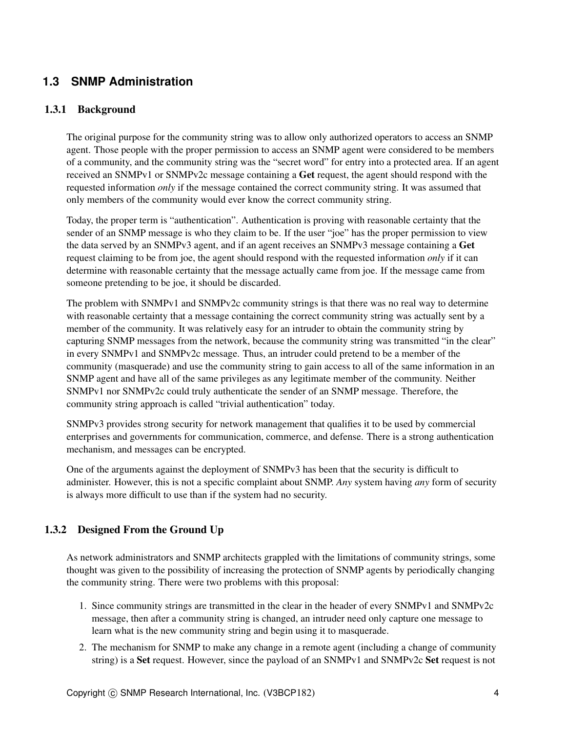## 1.3 SNMP Administration

### 1.3.1 Background

The original purpose for the community string was to allow only authorized operators to access an SNMP agent. Those people with the proper permission to access an SNMP agent were considered to be members of a community, and the community string was the "secret word" for entry into a protected area. If an agent received an SNMPv1 or SNMPv2c message containing a **Get** request, the agent should respond with the requested information *only* if the message contained the correct community string. It was assumed that only members of the community would ever know the correct community string.

Today, the proper term is "authentication". Authentication is proving with reasonable certainty that the sender of an SNMP message is who they claim to be. If the user "joe" has the proper permission to view the data served by an SNMPv3 agent, and if an agent receives an SNMPv3 message containing a **Get** request claiming to be from joe, the agent should respond with the requested information *only* if it can determine with reasonable certainty that the message actually came from joe. If the message came from someone pretending to be joe, it should be discarded.

The problem with SNMPv1 and SNMPv2c community strings is that there was no real way to determine with reasonable certainty that a message containing the correct community string was actually sent by a member of the community. It was relatively easy for an intruder to obtain the community string by capturing SNMP messages from the network, because the community string was transmitted "in the clear" in every SNMPv1 and SNMPv2c message. Thus, an intruder could pretend to be a member of the community (masquerade) and use the community string to gain access to all of the same information in an SNMP agent and have all of the same privileges as any legitimate member of the community. Neither SNMPv1 nor SNMPv2c could truly authenticate the sender of an SNMP message. Therefore, the community string approach is called "trivial authentication" today.

SNMPv3 provides strong security for network management that qualifies it to be used by commercial enterprises and governments for communication, commerce, and defense. There is a strong authentication mechanism, and messages can be encrypted.

One of the arguments against the deployment of SNMPv3 has been that the security is difficult to administer. However, this is not a specific complaint about SNMP. *Any* system having *any* form of security is always more difficult to use than if the system had no security.

### 1.3.2 Designed From the Ground Up

As network administrators and SNMP architects grappled with the limitations of community strings, some thought was given to the possibility of increasing the protection of SNMP agents by periodically changing the community string. There were two problems with this proposal:

1. Since community strings are transmitted in the clear in the header of every SNMPv1 and SNMPv2c message, then after a community string is changed, an intruder need only capture one message to learn what is the new community string and begin using it to masquerade.
2. The mechanism for SNMP to make any change in a remote agent (including a change of community string) is a **Set** request. However, since the payload of an SNMPv1 and SNMPv2c **Set** request is not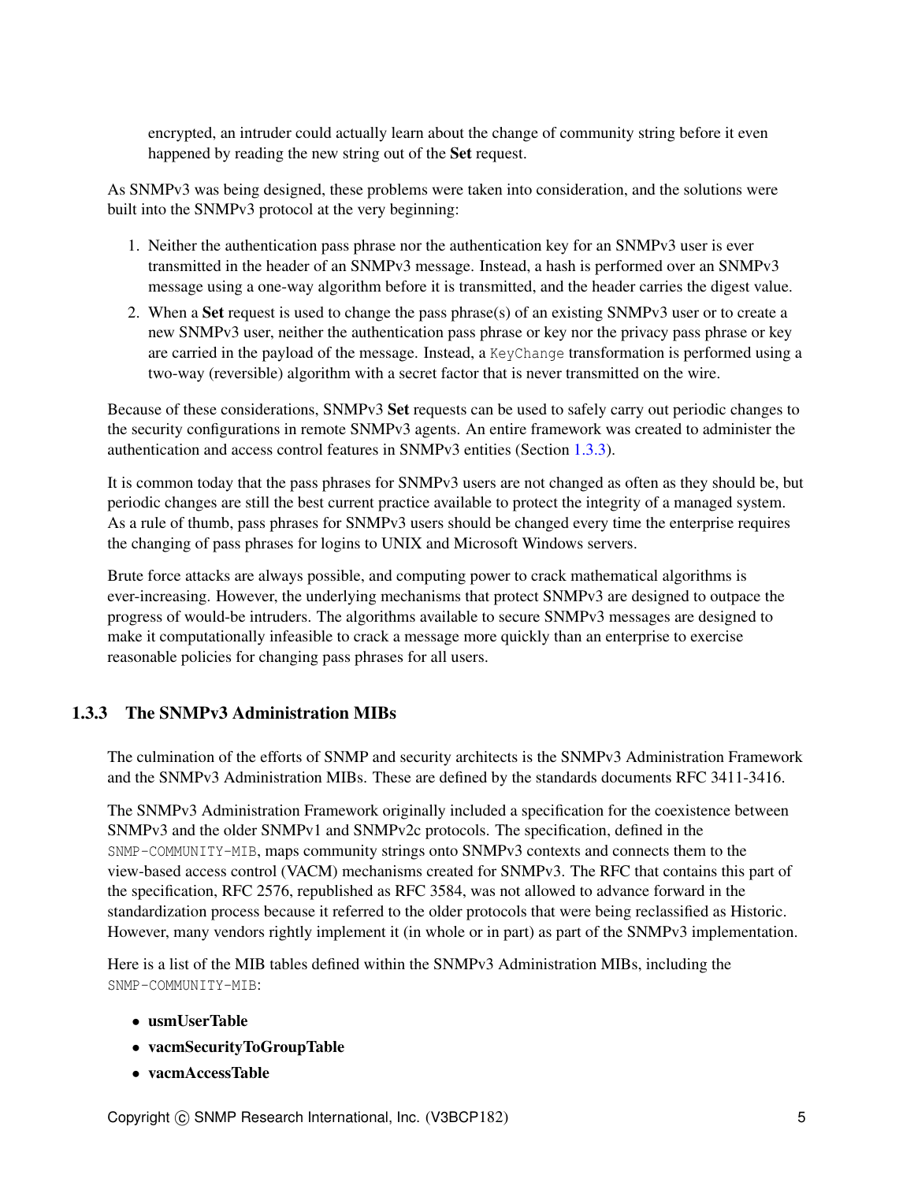encrypted, an intruder could actually learn about the change of community string before it even happened by reading the new string out of the **Set** request.

As SNMPv3 was being designed, these problems were taken into consideration, and the solutions were built into the SNMPv3 protocol at the very beginning:

1. Neither the authentication pass phrase nor the authentication key for an SNMPv3 user is ever transmitted in the header of an SNMPv3 message. Instead, a hash is performed over an SNMPv3 message using a one-way algorithm before it is transmitted, and the header carries the digest value.
2. When a **Set** request is used to change the pass phrase(s) of an existing SNMPv3 user or to create a new SNMPv3 user, neither the authentication pass phrase or key nor the privacy pass phrase or key are carried in the payload of the message. Instead, a `KeyChange` transformation is performed using a two-way (reversible) algorithm with a secret factor that is never transmitted on the wire.

Because of these considerations, SNMPv3 **Set** requests can be used to safely carry out periodic changes to the security configurations in remote SNMPv3 agents. An entire framework was created to administer the authentication and access control features in SNMPv3 entities (Section 1.3.3).

It is common today that the pass phrases for SNMPv3 users are not changed as often as they should be, but periodic changes are still the best current practice available to protect the integrity of a managed system. As a rule of thumb, pass phrases for SNMPv3 users should be changed every time the enterprise requires the changing of pass phrases for logins to UNIX and Microsoft Windows servers.

Brute force attacks are always possible, and computing power to crack mathematical algorithms is ever-increasing. However, the underlying mechanisms that protect SNMPv3 are designed to outpace the progress of would-be intruders. The algorithms available to secure SNMPv3 messages are designed to make it computationally infeasible to crack a message more quickly than an enterprise to exercise reasonable policies for changing pass phrases for all users.

### 1.3.3 The SNMPv3 Administration MIBs

The culmination of the efforts of SNMP and security architects is the SNMPv3 Administration Framework and the SNMPv3 Administration MIBs. These are defined by the standards documents RFC 3411-3416.

The SNMPv3 Administration Framework originally included a specification for the coexistence between SNMPv3 and the older SNMPv1 and SNMPv2c protocols. The specification, defined in the `SNMP-COMMUNITY-MIB`, maps community strings onto SNMPv3 contexts and connects them to the view-based access control (VACM) mechanisms created for SNMPv3. The RFC that contains this part of the specification, RFC 2576, republished as RFC 3584, was not allowed to advance forward in the standardization process because it referred to the older protocols that were being reclassified as Historic. However, many vendors rightly implement it (in whole or in part) as part of the SNMPv3 implementation.

Here is a list of the MIB tables defined within the SNMPv3 Administration MIBs, including the `SNMP-COMMUNITY-MIB`:

- **usmUserTable**
- **vacmSecurityToGroupTable**
- **vacmAccessTable**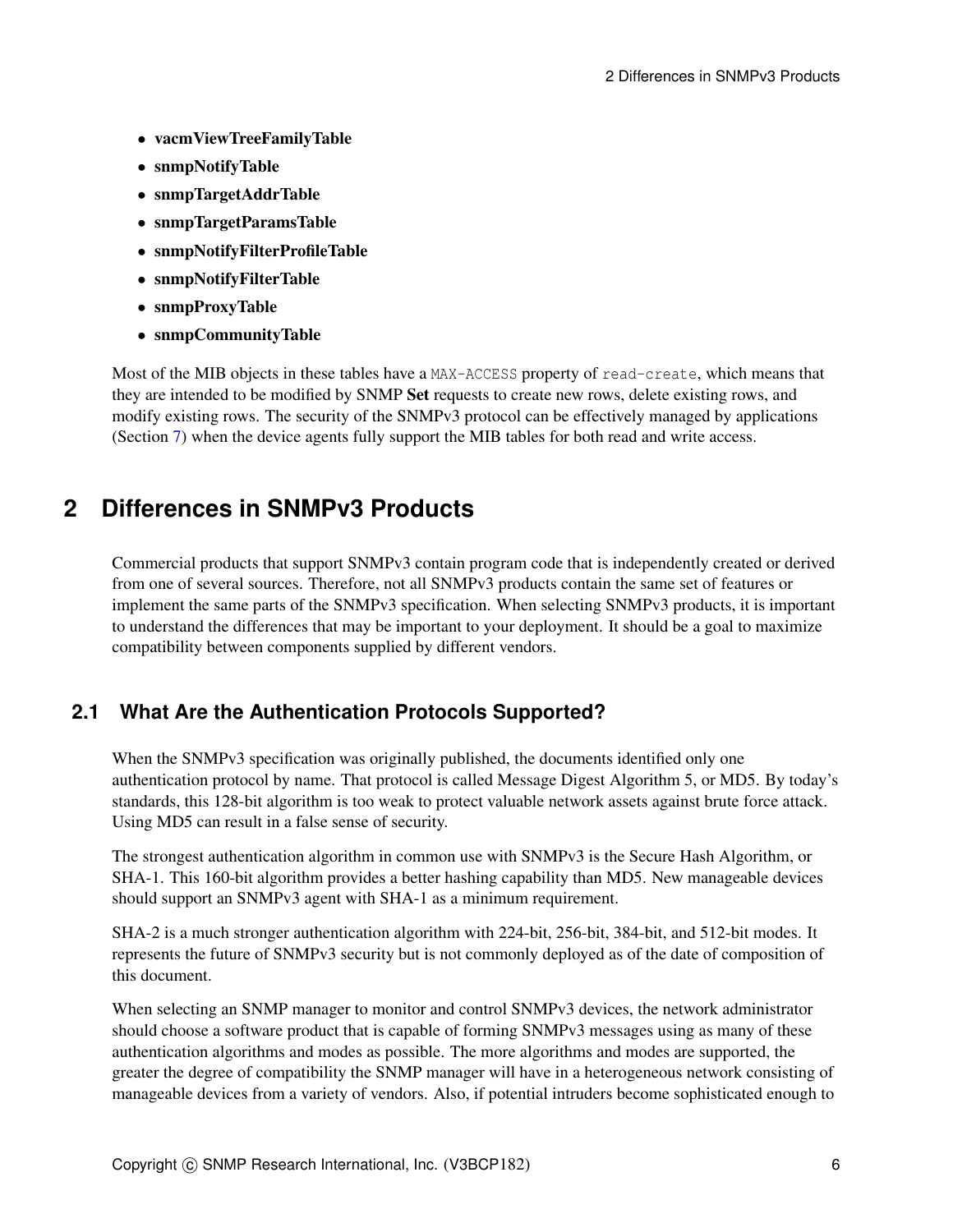- **vacmViewTreeFamilyTable**
- **snmpNotifyTable**
- **snmpTargetAddrTable**
- **snmpTargetParamsTable**
- **snmpNotifyFilterProfileTable**
- **snmpNotifyFilterTable**
- **snmpProxyTable**
- **snmpCommunityTable**

Most of the MIB objects in these tables have a `MAX-ACCESS` property of `read-create`, which means that they are intended to be modified by SNMP **Set** requests to create new rows, delete existing rows, and modify existing rows. The security of the SNMPv3 protocol can be effectively managed by applications (Section 7) when the device agents fully support the MIB tables for both read and write access.

# 2 Differences in SNMPv3 Products

Commercial products that support SNMPv3 contain program code that is independently created or derived from one of several sources. Therefore, not all SNMPv3 products contain the same set of features or implement the same parts of the SNMPv3 specification. When selecting SNMPv3 products, it is important to understand the differences that may be important to your deployment. It should be a goal to maximize compatibility between components supplied by different vendors.

## 2.1 What Are the Authentication Protocols Supported?

When the SNMPv3 specification was originally published, the documents identified only one authentication protocol by name. That protocol is called Message Digest Algorithm 5, or MD5. By today's standards, this 128-bit algorithm is too weak to protect valuable network assets against brute force attack. Using MD5 can result in a false sense of security.

The strongest authentication algorithm in common use with SNMPv3 is the Secure Hash Algorithm, or SHA-1. This 160-bit algorithm provides a better hashing capability than MD5. New manageable devices should support an SNMPv3 agent with SHA-1 as a minimum requirement.

SHA-2 is a much stronger authentication algorithm with 224-bit, 256-bit, 384-bit, and 512-bit modes. It represents the future of SNMPv3 security but is not commonly deployed as of the date of composition of this document.

When selecting an SNMP manager to monitor and control SNMPv3 devices, the network administrator should choose a software product that is capable of forming SNMPv3 messages using as many of these authentication algorithms and modes as possible. The more algorithms and modes are supported, the greater the degree of compatibility the SNMP manager will have in a heterogeneous network consisting of manageable devices from a variety of vendors. Also, if potential intruders become sophisticated enough to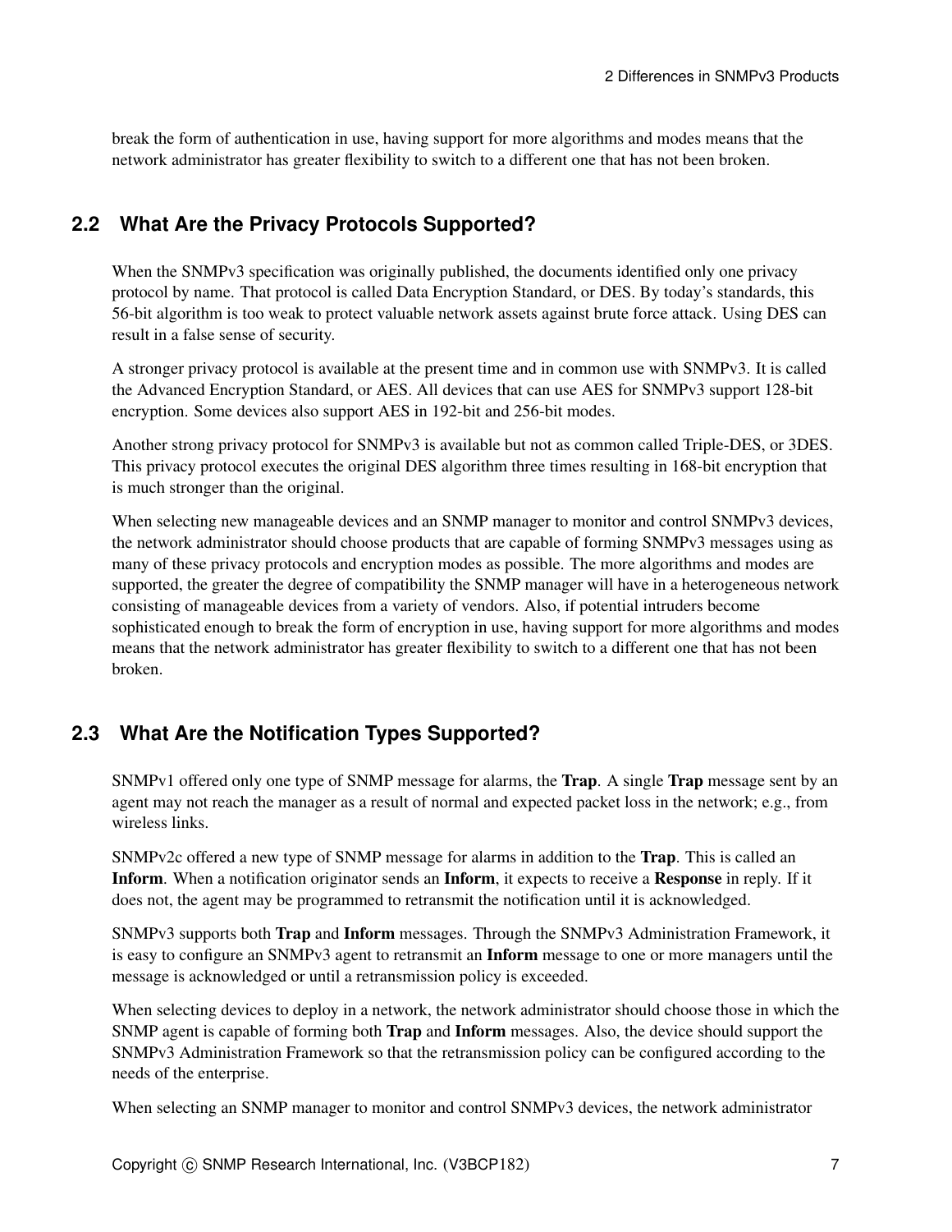break the form of authentication in use, having support for more algorithms and modes means that the network administrator has greater flexibility to switch to a different one that has not been broken.

## 2.2 What Are the Privacy Protocols Supported?

When the SNMPv3 specification was originally published, the documents identified only one privacy protocol by name. That protocol is called Data Encryption Standard, or DES. By today's standards, this 56-bit algorithm is too weak to protect valuable network assets against brute force attack. Using DES can result in a false sense of security.

A stronger privacy protocol is available at the present time and in common use with SNMPv3. It is called the Advanced Encryption Standard, or AES. All devices that can use AES for SNMPv3 support 128-bit encryption. Some devices also support AES in 192-bit and 256-bit modes.

Another strong privacy protocol for SNMPv3 is available but not as common called Triple-DES, or 3DES. This privacy protocol executes the original DES algorithm three times resulting in 168-bit encryption that is much stronger than the original.

When selecting new manageable devices and an SNMP manager to monitor and control SNMPv3 devices, the network administrator should choose products that are capable of forming SNMPv3 messages using as many of these privacy protocols and encryption modes as possible. The more algorithms and modes are supported, the greater the degree of compatibility the SNMP manager will have in a heterogeneous network consisting of manageable devices from a variety of vendors. Also, if potential intruders become sophisticated enough to break the form of encryption in use, having support for more algorithms and modes means that the network administrator has greater flexibility to switch to a different one that has not been broken.

## 2.3 What Are the Notification Types Supported?

SNMPv1 offered only one type of SNMP message for alarms, the **Trap**. A single **Trap** message sent by an agent may not reach the manager as a result of normal and expected packet loss in the network; e.g., from wireless links.

SNMPv2c offered a new type of SNMP message for alarms in addition to the **Trap**. This is called an **Inform**. When a notification originator sends an **Inform**, it expects to receive a **Response** in reply. If it does not, the agent may be programmed to retransmit the notification until it is acknowledged.

SNMPv3 supports both **Trap** and **Inform** messages. Through the SNMPv3 Administration Framework, it is easy to configure an SNMPv3 agent to retransmit an **Inform** message to one or more managers until the message is acknowledged or until a retransmission policy is exceeded.

When selecting devices to deploy in a network, the network administrator should choose those in which the SNMP agent is capable of forming both **Trap** and **Inform** messages. Also, the device should support the SNMPv3 Administration Framework so that the retransmission policy can be configured according to the needs of the enterprise.

When selecting an SNMP manager to monitor and control SNMPv3 devices, the network administrator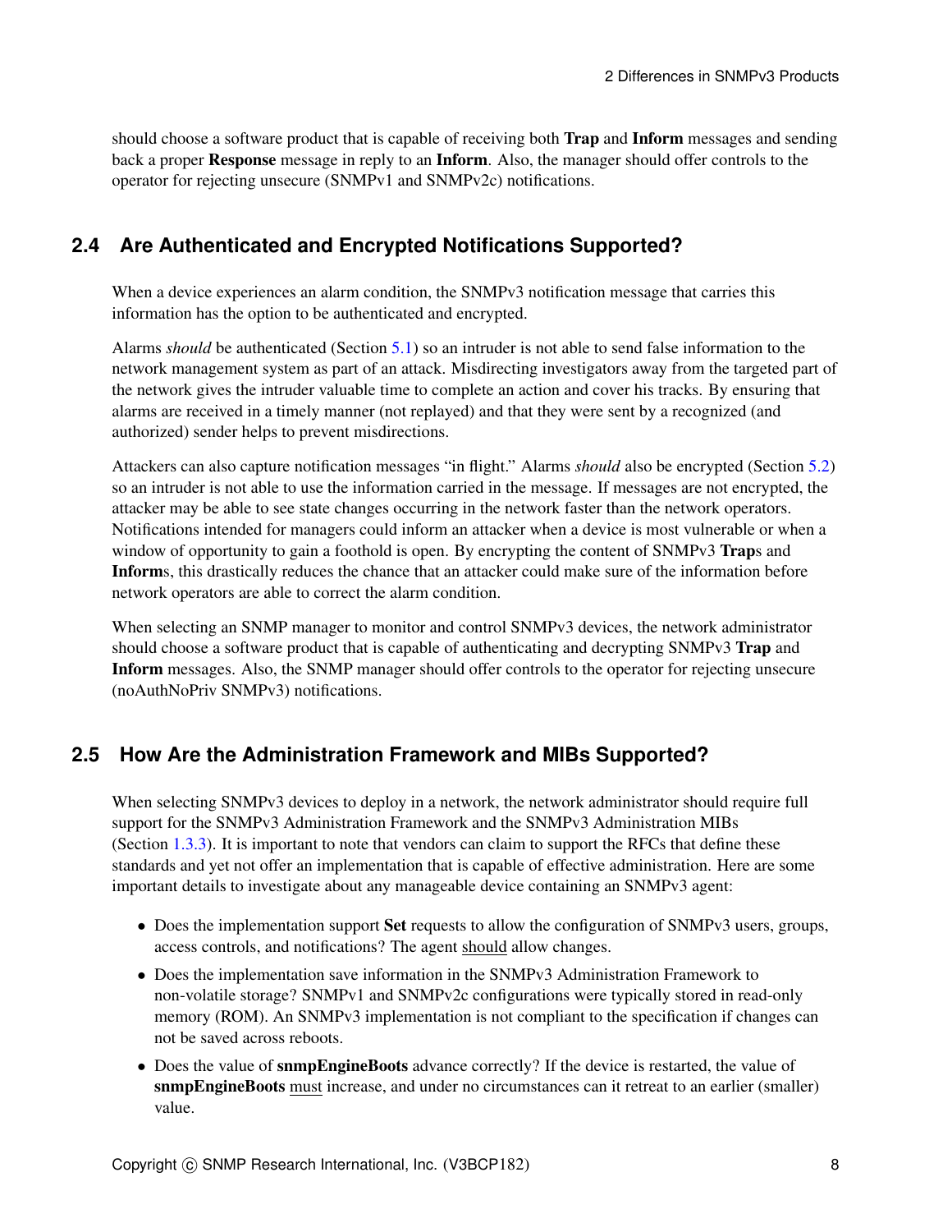should choose a software product that is capable of receiving both **Trap** and **Inform** messages and sending back a proper **Response** message in reply to an **Inform**. Also, the manager should offer controls to the operator for rejecting unsecure (SNMPv1 and SNMPv2c) notifications.

## 2.4 Are Authenticated and Encrypted Notifications Supported?

When a device experiences an alarm condition, the SNMPv3 notification message that carries this information has the option to be authenticated and encrypted.

Alarms *should* be authenticated (Section 5.1) so an intruder is not able to send false information to the network management system as part of an attack. Misdirecting investigators away from the targeted part of the network gives the intruder valuable time to complete an action and cover his tracks. By ensuring that alarms are received in a timely manner (not replayed) and that they were sent by a recognized (and authorized) sender helps to prevent misdirections.

Attackers can also capture notification messages "in flight." Alarms *should* also be encrypted (Section 5.2) so an intruder is not able to use the information carried in the message. If messages are not encrypted, the attacker may be able to see state changes occurring in the network faster than the network operators. Notifications intended for managers could inform an attacker when a device is most vulnerable or when a window of opportunity to gain a foothold is open. By encrypting the content of SNMPv3 **Trap**s and **Inform**s, this drastically reduces the chance that an attacker could make sure of the information before network operators are able to correct the alarm condition.

When selecting an SNMP manager to monitor and control SNMPv3 devices, the network administrator should choose a software product that is capable of authenticating and decrypting SNMPv3 **Trap** and **Inform** messages. Also, the SNMP manager should offer controls to the operator for rejecting unsecure (noAuthNoPriv SNMPv3) notifications.

## 2.5 How Are the Administration Framework and MIBs Supported?

When selecting SNMPv3 devices to deploy in a network, the network administrator should require full support for the SNMPv3 Administration Framework and the SNMPv3 Administration MIBs (Section 1.3.3). It is important to note that vendors can claim to support the RFCs that define these standards and yet not offer an implementation that is capable of effective administration. Here are some important details to investigate about any manageable device containing an SNMPv3 agent:

- Does the implementation support **Set** requests to allow the configuration of SNMPv3 users, groups, access controls, and notifications? The agent should allow changes.
- Does the implementation save information in the SNMPv3 Administration Framework to non-volatile storage? SNMPv1 and SNMPv2c configurations were typically stored in read-only memory (ROM). An SNMPv3 implementation is not compliant to the specification if changes can not be saved across reboots.
- Does the value of **snmpEngineBoots** advance correctly? If the device is restarted, the value of **snmpEngineBoots** must increase, and under no circumstances can it retreat to an earlier (smaller) value.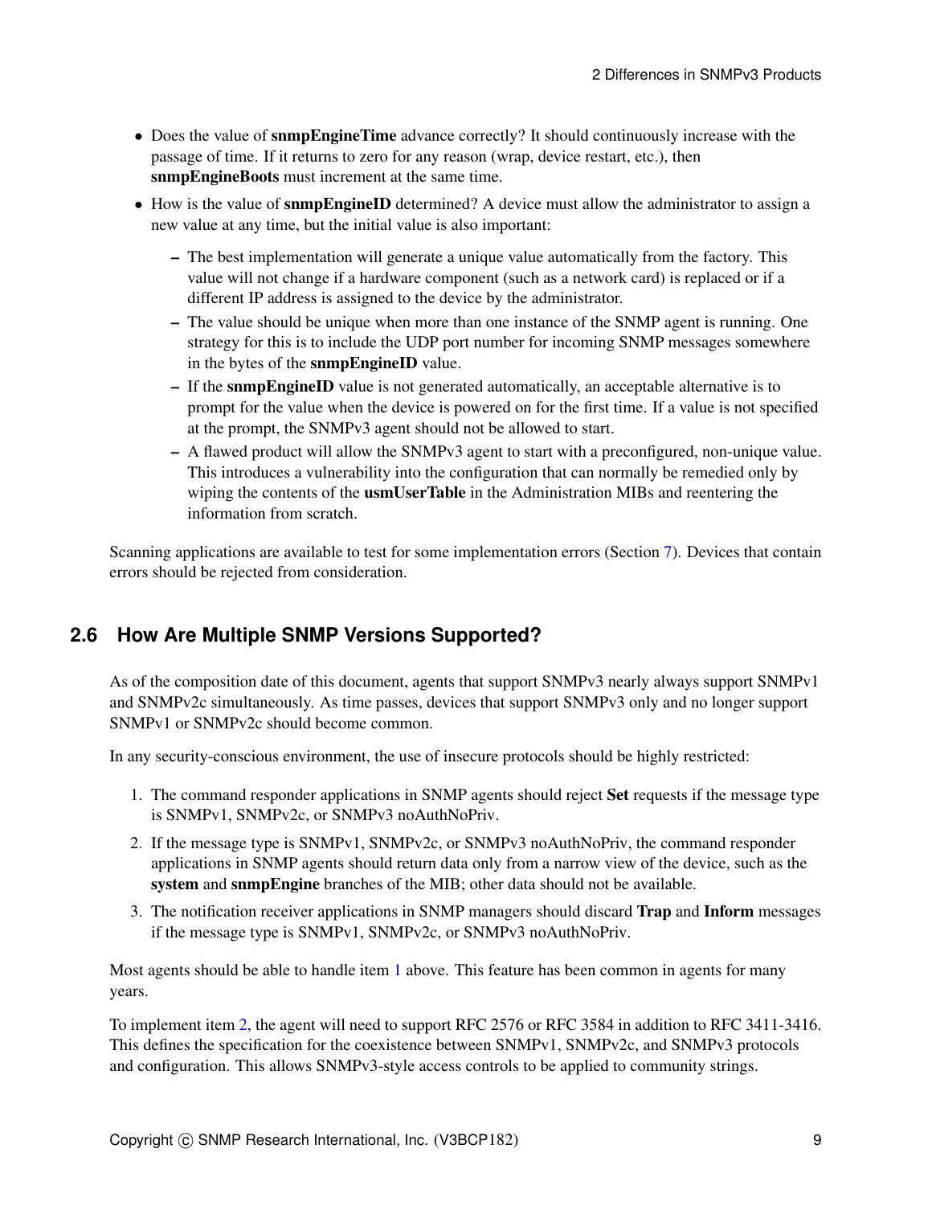- Does the value of **snmpEngineTime** advance correctly? It should continuously increase with the passage of time. If it returns to zero for any reason (wrap, device restart, etc.), then **snmpEngineBoots** must increment at the same time.
- How is the value of **snmpEngineID** determined? A device must allow the administrator to assign a new value at any time, but the initial value is also important:
  - The best implementation will generate a unique value automatically from the factory. This value will not change if a hardware component (such as a network card) is replaced or if a different IP address is assigned to the device by the administrator.
  - The value should be unique when more than one instance of the SNMP agent is running. One strategy for this is to include the UDP port number for incoming SNMP messages somewhere in the bytes of the **snmpEngineID** value.
  - If the **snmpEngineID** value is not generated automatically, an acceptable alternative is to prompt for the value when the device is powered on for the first time. If a value is not specified at the prompt, the SNMPv3 agent should not be allowed to start.
  - A flawed product will allow the SNMPv3 agent to start with a preconfigured, non-unique value. This introduces a vulnerability into the configuration that can normally be remedied only by wiping the contents of the **usmUserTable** in the Administration MIBs and reentering the information from scratch.

Scanning applications are available to test for some implementation errors (Section 7). Devices that contain errors should be rejected from consideration.

## 2.6 How Are Multiple SNMP Versions Supported?

As of the composition date of this document, agents that support SNMPv3 nearly always support SNMPv1 and SNMPv2c simultaneously. As time passes, devices that support SNMPv3 only and no longer support SNMPv1 or SNMPv2c should become common.

In any security-conscious environment, the use of insecure protocols should be highly restricted:

1. The command responder applications in SNMP agents should reject **Set** requests if the message type is SNMPv1, SNMPv2c, or SNMPv3 noAuthNoPriv.
2. If the message type is SNMPv1, SNMPv2c, or SNMPv3 noAuthNoPriv, the command responder applications in SNMP agents should return data only from a narrow view of the device, such as the **system** and **snmpEngine** branches of the MIB; other data should not be available.
3. The notification receiver applications in SNMP managers should discard **Trap** and **Inform** messages if the message type is SNMPv1, SNMPv2c, or SNMPv3 noAuthNoPriv.

Most agents should be able to handle item 1 above. This feature has been common in agents for many years.

To implement item 2, the agent will need to support RFC 2576 or RFC 3584 in addition to RFC 3411-3416. This defines the specification for the coexistence between SNMPv1, SNMPv2c, and SNMPv3 protocols and configuration. This allows SNMPv3-style access controls to be applied to community strings.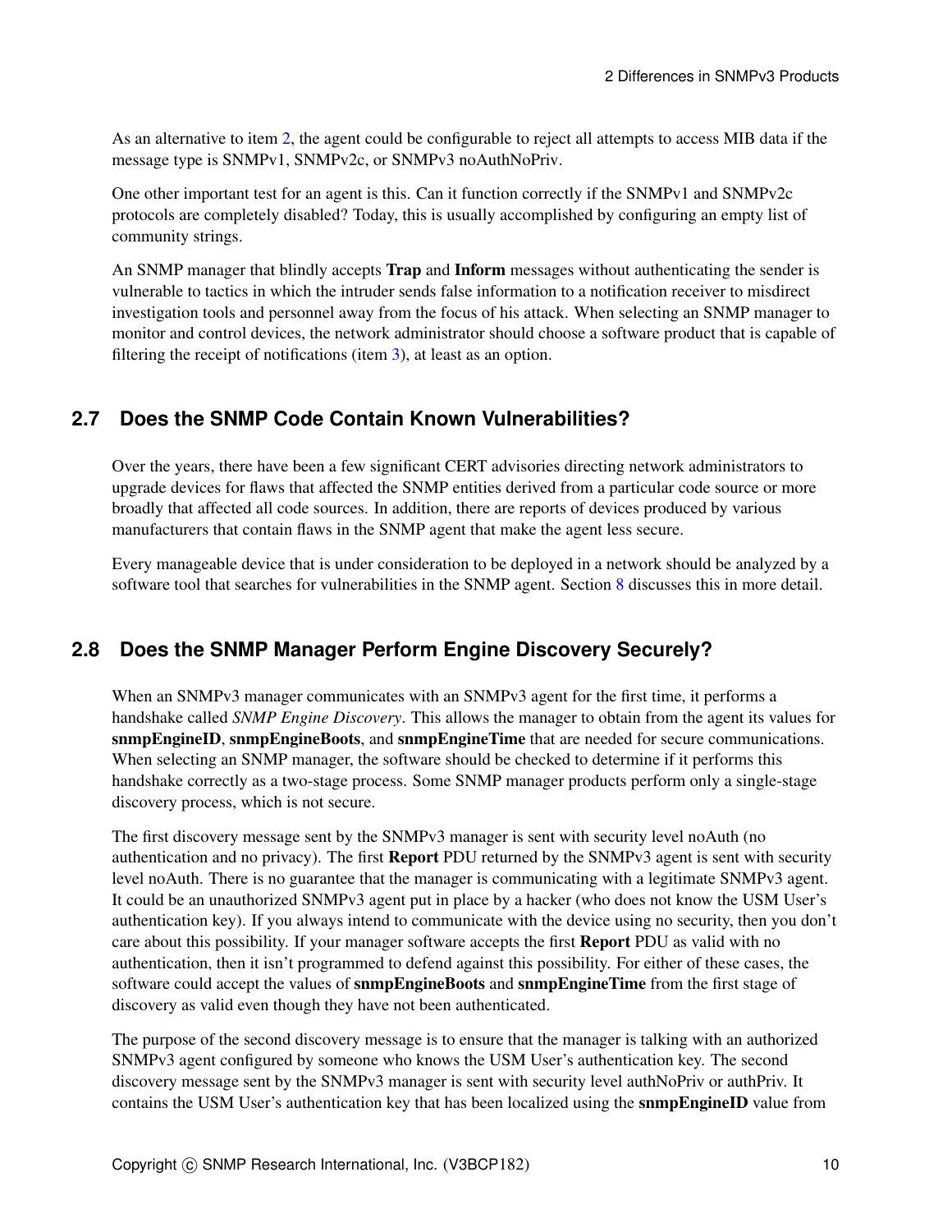As an alternative to item 2, the agent could be configurable to reject all attempts to access MIB data if the message type is SNMPv1, SNMPv2c, or SNMPv3 noAuthNoPriv.

One other important test for an agent is this. Can it function correctly if the SNMPv1 and SNMPv2c protocols are completely disabled? Today, this is usually accomplished by configuring an empty list of community strings.

An SNMP manager that blindly accepts **Trap** and **Inform** messages without authenticating the sender is vulnerable to tactics in which the intruder sends false information to a notification receiver to misdirect investigation tools and personnel away from the focus of his attack. When selecting an SNMP manager to monitor and control devices, the network administrator should choose a software product that is capable of filtering the receipt of notifications (item 3), at least as an option.

## 2.7 Does the SNMP Code Contain Known Vulnerabilities?

Over the years, there have been a few significant CERT advisories directing network administrators to upgrade devices for flaws that affected the SNMP entities derived from a particular code source or more broadly that affected all code sources. In addition, there are reports of devices produced by various manufacturers that contain flaws in the SNMP agent that make the agent less secure.

Every manageable device that is under consideration to be deployed in a network should be analyzed by a software tool that searches for vulnerabilities in the SNMP agent. Section 8 discusses this in more detail.

## 2.8 Does the SNMP Manager Perform Engine Discovery Securely?

When an SNMPv3 manager communicates with an SNMPv3 agent for the first time, it performs a handshake called *SNMP Engine Discovery*. This allows the manager to obtain from the agent its values for **snmpEngineID**, **snmpEngineBoots**, and **snmpEngineTime** that are needed for secure communications. When selecting an SNMP manager, the software should be checked to determine if it performs this handshake correctly as a two-stage process. Some SNMP manager products perform only a single-stage discovery process, which is not secure.

The first discovery message sent by the SNMPv3 manager is sent with security level noAuth (no authentication and no privacy). The first **Report** PDU returned by the SNMPv3 agent is sent with security level noAuth. There is no guarantee that the manager is communicating with a legitimate SNMPv3 agent. It could be an unauthorized SNMPv3 agent put in place by a hacker (who does not know the USM User's authentication key). If you always intend to communicate with the device using no security, then you don't care about this possibility. If your manager software accepts the first **Report** PDU as valid with no authentication, then it isn't programmed to defend against this possibility. For either of these cases, the software could accept the values of **snmpEngineBoots** and **snmpEngineTime** from the first stage of discovery as valid even though they have not been authenticated.

The purpose of the second discovery message is to ensure that the manager is talking with an authorized SNMPv3 agent configured by someone who knows the USM User's authentication key. The second discovery message sent by the SNMPv3 manager is sent with security level authNoPriv or authPriv. It contains the USM User's authentication key that has been localized using the **snmpEngineID** value from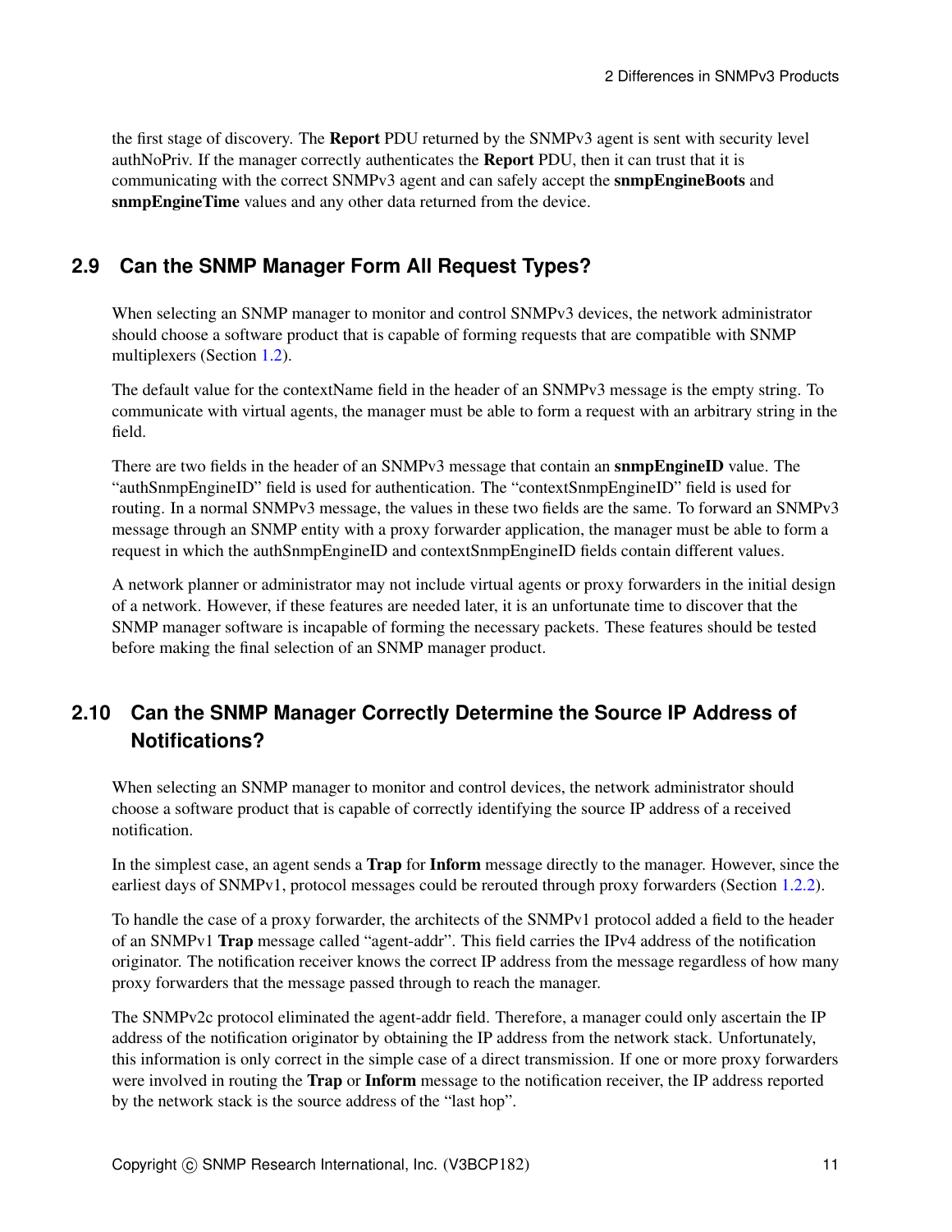the first stage of discovery. The **Report** PDU returned by the SNMPv3 agent is sent with security level authNoPriv. If the manager correctly authenticates the **Report** PDU, then it can trust that it is communicating with the correct SNMPv3 agent and can safely accept the **snmpEngineBoots** and **snmpEngineTime** values and any other data returned from the device.

## 2.9 Can the SNMP Manager Form All Request Types?

When selecting an SNMP manager to monitor and control SNMPv3 devices, the network administrator should choose a software product that is capable of forming requests that are compatible with SNMP multiplexers (Section 1.2).

The default value for the contextName field in the header of an SNMPv3 message is the empty string. To communicate with virtual agents, the manager must be able to form a request with an arbitrary string in the field.

There are two fields in the header of an SNMPv3 message that contain an **snmpEngineID** value. The "authSnmpEngineID" field is used for authentication. The "contextSnmpEngineID" field is used for routing. In a normal SNMPv3 message, the values in these two fields are the same. To forward an SNMPv3 message through an SNMP entity with a proxy forwarder application, the manager must be able to form a request in which the authSnmpEngineID and contextSnmpEngineID fields contain different values.

A network planner or administrator may not include virtual agents or proxy forwarders in the initial design of a network. However, if these features are needed later, it is an unfortunate time to discover that the SNMP manager software is incapable of forming the necessary packets. These features should be tested before making the final selection of an SNMP manager product.

## 2.10 Can the SNMP Manager Correctly Determine the Source IP Address of Notifications?

When selecting an SNMP manager to monitor and control devices, the network administrator should choose a software product that is capable of correctly identifying the source IP address of a received notification.

In the simplest case, an agent sends a **Trap** for **Inform** message directly to the manager. However, since the earliest days of SNMPv1, protocol messages could be rerouted through proxy forwarders (Section 1.2.2).

To handle the case of a proxy forwarder, the architects of the SNMPv1 protocol added a field to the header of an SNMPv1 **Trap** message called "agent-addr". This field carries the IPv4 address of the notification originator. The notification receiver knows the correct IP address from the message regardless of how many proxy forwarders that the message passed through to reach the manager.

The SNMPv2c protocol eliminated the agent-addr field. Therefore, a manager could only ascertain the IP address of the notification originator by obtaining the IP address from the network stack. Unfortunately, this information is only correct in the simple case of a direct transmission. If one or more proxy forwarders were involved in routing the **Trap** or **Inform** message to the notification receiver, the IP address reported by the network stack is the source address of the "last hop".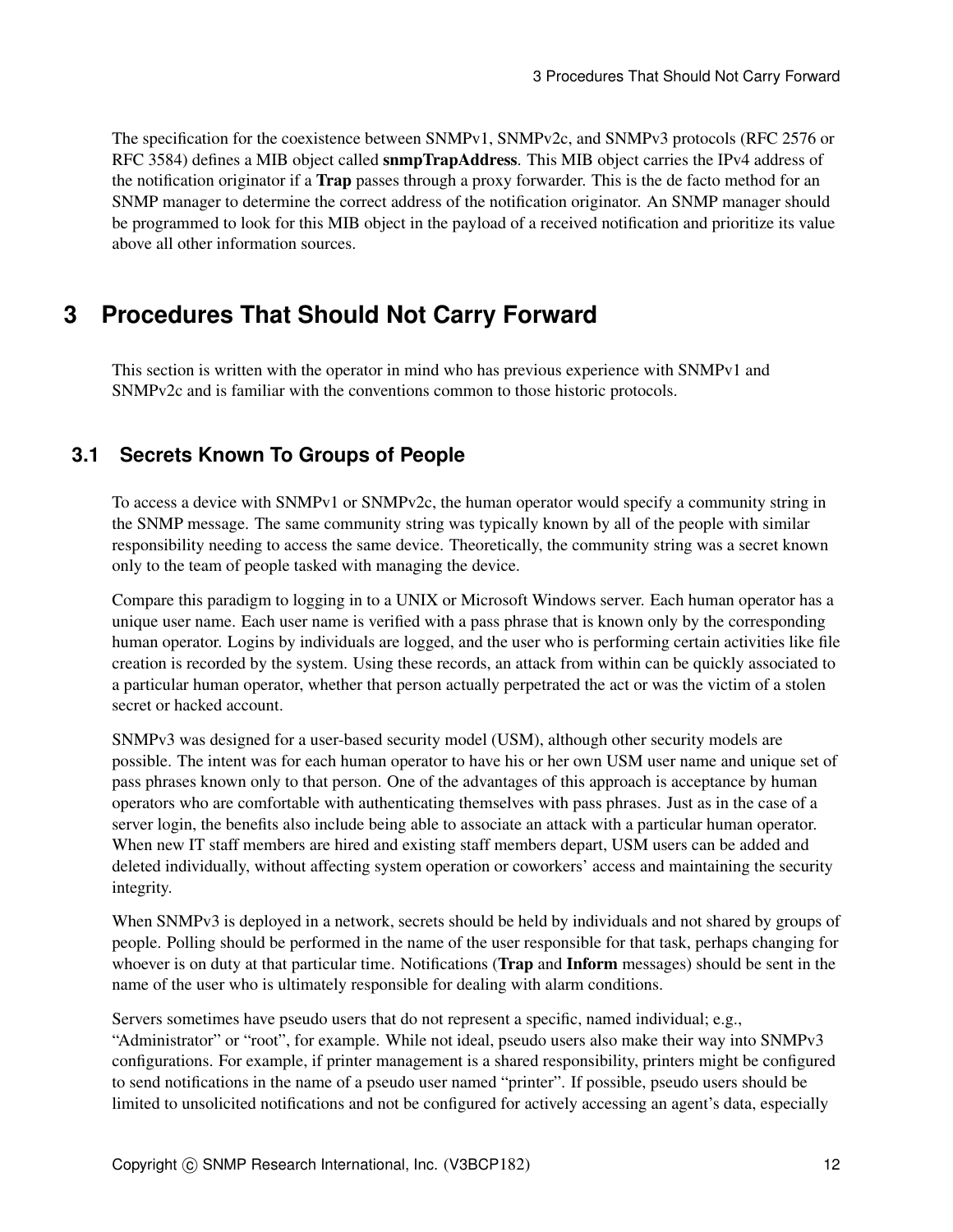The specification for the coexistence between SNMPv1, SNMPv2c, and SNMPv3 protocols (RFC 2576 or RFC 3584) defines a MIB object called **snmpTrapAddress**. This MIB object carries the IPv4 address of the notification originator if a **Trap** passes through a proxy forwarder. This is the de facto method for an SNMP manager to determine the correct address of the notification originator. An SNMP manager should be programmed to look for this MIB object in the payload of a received notification and prioritize its value above all other information sources.

# 3 Procedures That Should Not Carry Forward

This section is written with the operator in mind who has previous experience with SNMPv1 and SNMPv2c and is familiar with the conventions common to those historic protocols.

## 3.1 Secrets Known To Groups of People

To access a device with SNMPv1 or SNMPv2c, the human operator would specify a community string in the SNMP message. The same community string was typically known by all of the people with similar responsibility needing to access the same device. Theoretically, the community string was a secret known only to the team of people tasked with managing the device.

Compare this paradigm to logging in to a UNIX or Microsoft Windows server. Each human operator has a unique user name. Each user name is verified with a pass phrase that is known only by the corresponding human operator. Logins by individuals are logged, and the user who is performing certain activities like file creation is recorded by the system. Using these records, an attack from within can be quickly associated to a particular human operator, whether that person actually perpetrated the act or was the victim of a stolen secret or hacked account.

SNMPv3 was designed for a user-based security model (USM), although other security models are possible. The intent was for each human operator to have his or her own USM user name and unique set of pass phrases known only to that person. One of the advantages of this approach is acceptance by human operators who are comfortable with authenticating themselves with pass phrases. Just as in the case of a server login, the benefits also include being able to associate an attack with a particular human operator. When new IT staff members are hired and existing staff members depart, USM users can be added and deleted individually, without affecting system operation or coworkers' access and maintaining the security integrity.

When SNMPv3 is deployed in a network, secrets should be held by individuals and not shared by groups of people. Polling should be performed in the name of the user responsible for that task, perhaps changing for whoever is on duty at that particular time. Notifications (**Trap** and **Inform** messages) should be sent in the name of the user who is ultimately responsible for dealing with alarm conditions.

Servers sometimes have pseudo users that do not represent a specific, named individual; e.g., "Administrator" or "root", for example. While not ideal, pseudo users also make their way into SNMPv3 configurations. For example, if printer management is a shared responsibility, printers might be configured to send notifications in the name of a pseudo user named "printer". If possible, pseudo users should be limited to unsolicited notifications and not be configured for actively accessing an agent's data, especially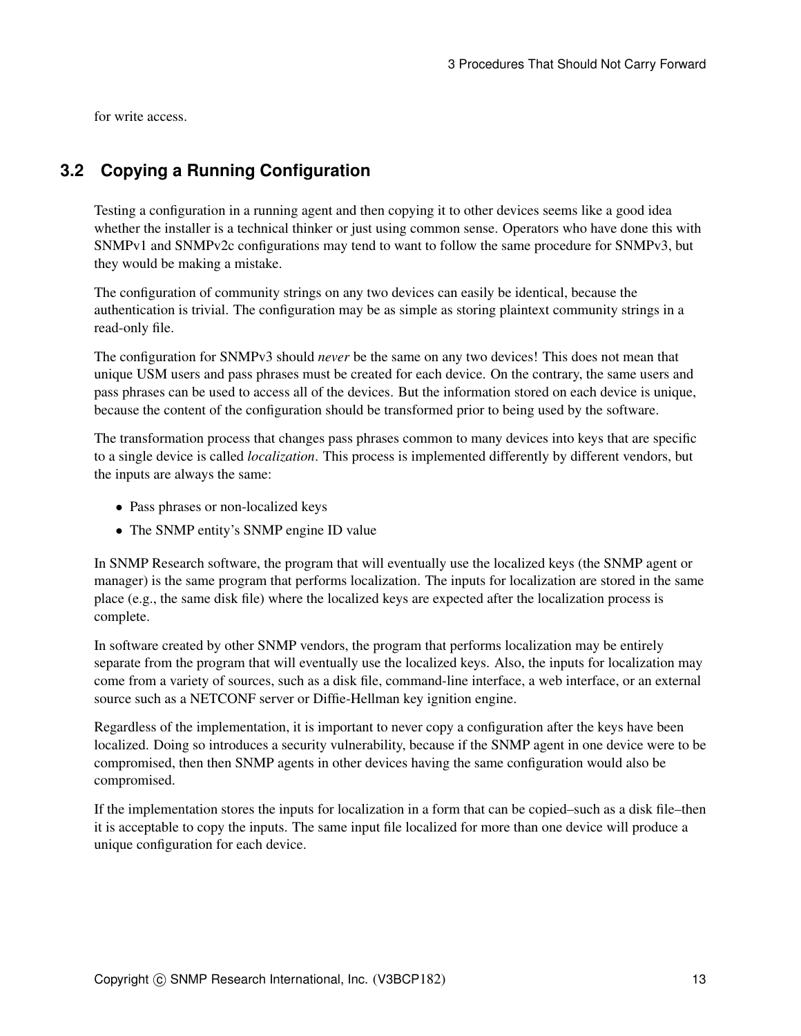for write access.

## 3.2 Copying a Running Configuration

Testing a configuration in a running agent and then copying it to other devices seems like a good idea whether the installer is a technical thinker or just using common sense. Operators who have done this with SNMPv1 and SNMPv2c configurations may tend to want to follow the same procedure for SNMPv3, but they would be making a mistake.

The configuration of community strings on any two devices can easily be identical, because the authentication is trivial. The configuration may be as simple as storing plaintext community strings in a read-only file.

The configuration for SNMPv3 should *never* be the same on any two devices! This does not mean that unique USM users and pass phrases must be created for each device. On the contrary, the same users and pass phrases can be used to access all of the devices. But the information stored on each device is unique, because the content of the configuration should be transformed prior to being used by the software.

The transformation process that changes pass phrases common to many devices into keys that are specific to a single device is called *localization*. This process is implemented differently by different vendors, but the inputs are always the same:

- Pass phrases or non-localized keys
- The SNMP entity's SNMP engine ID value

In SNMP Research software, the program that will eventually use the localized keys (the SNMP agent or manager) is the same program that performs localization. The inputs for localization are stored in the same place (e.g., the same disk file) where the localized keys are expected after the localization process is complete.

In software created by other SNMP vendors, the program that performs localization may be entirely separate from the program that will eventually use the localized keys. Also, the inputs for localization may come from a variety of sources, such as a disk file, command-line interface, a web interface, or an external source such as a NETCONF server or Diffie-Hellman key ignition engine.

Regardless of the implementation, it is important to never copy a configuration after the keys have been localized. Doing so introduces a security vulnerability, because if the SNMP agent in one device were to be compromised, then then SNMP agents in other devices having the same configuration would also be compromised.

If the implementation stores the inputs for localization in a form that can be copied–such as a disk file–then it is acceptable to copy the inputs. The same input file localized for more than one device will produce a unique configuration for each device.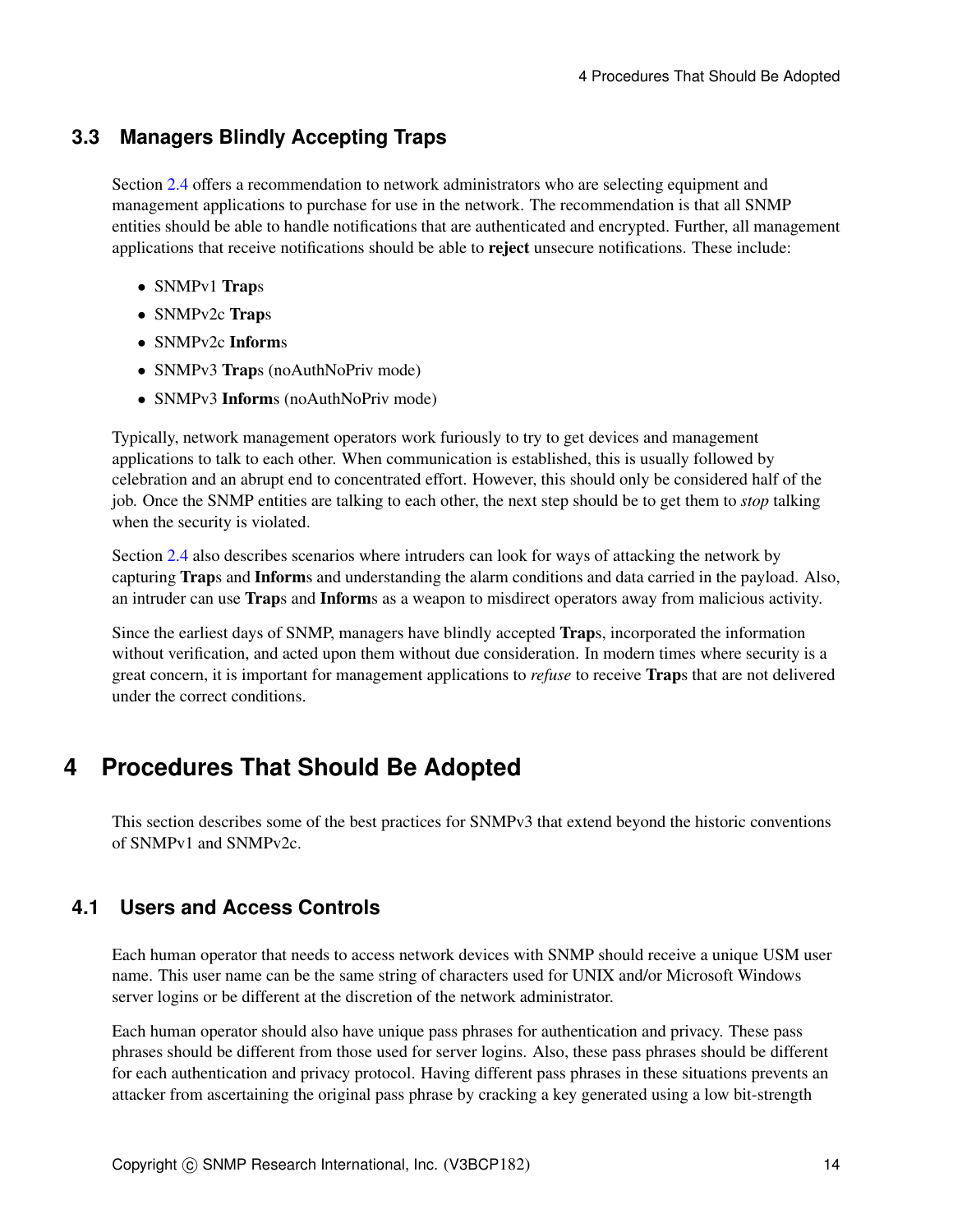### 3.3 Managers Blindly Accepting Traps

Section 2.4 offers a recommendation to network administrators who are selecting equipment and management applications to purchase for use in the network. The recommendation is that all SNMP entities should be able to handle notifications that are authenticated and encrypted. Further, all management applications that receive notifications should be able to **reject** unsecure notifications. These include:

- SNMPv1 **Trap**s
- SNMPv2c **Trap**s
- SNMPv2c **Inform**s
- SNMPv3 **Trap**s (noAuthNoPriv mode)
- SNMPv3 **Inform**s (noAuthNoPriv mode)

Typically, network management operators work furiously to try to get devices and management applications to talk to each other. When communication is established, this is usually followed by celebration and an abrupt end to concentrated effort. However, this should only be considered half of the job. Once the SNMP entities are talking to each other, the next step should be to get them to *stop* talking when the security is violated.

Section 2.4 also describes scenarios where intruders can look for ways of attacking the network by capturing **Trap**s and **Inform**s and understanding the alarm conditions and data carried in the payload. Also, an intruder can use **Trap**s and **Inform**s as a weapon to misdirect operators away from malicious activity.

Since the earliest days of SNMP, managers have blindly accepted **Trap**s, incorporated the information without verification, and acted upon them without due consideration. In modern times where security is a great concern, it is important for management applications to *refuse* to receive **Trap**s that are not delivered under the correct conditions.

## 4 Procedures That Should Be Adopted

This section describes some of the best practices for SNMPv3 that extend beyond the historic conventions of SNMPv1 and SNMPv2c.

### 4.1 Users and Access Controls

Each human operator that needs to access network devices with SNMP should receive a unique USM user name. This user name can be the same string of characters used for UNIX and/or Microsoft Windows server logins or be different at the discretion of the network administrator.

Each human operator should also have unique pass phrases for authentication and privacy. These pass phrases should be different from those used for server logins. Also, these pass phrases should be different for each authentication and privacy protocol. Having different pass phrases in these situations prevents an attacker from ascertaining the original pass phrase by cracking a key generated using a low bit-strength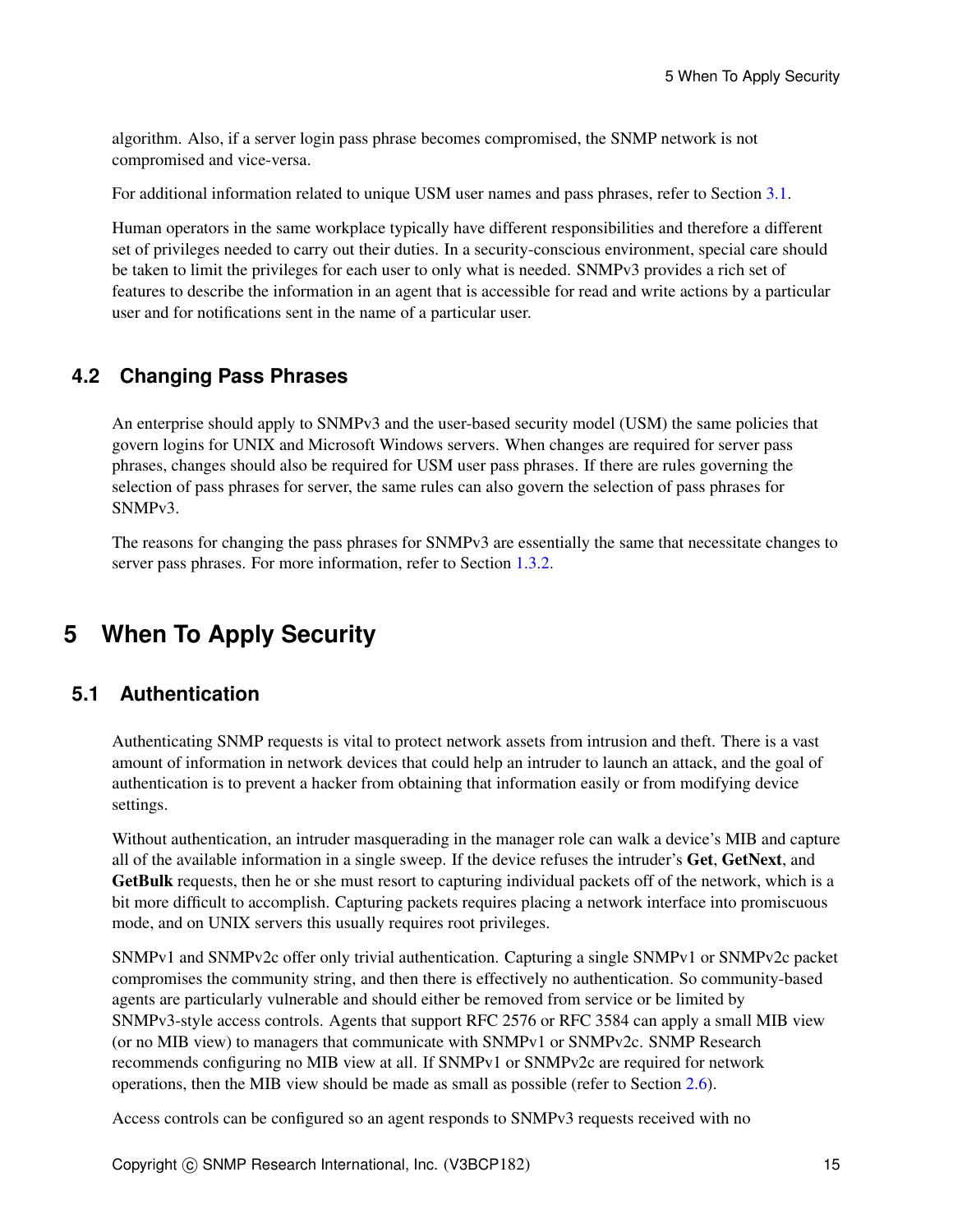algorithm. Also, if a server login pass phrase becomes compromised, the SNMP network is not compromised and vice-versa.

For additional information related to unique USM user names and pass phrases, refer to Section 3.1.

Human operators in the same workplace typically have different responsibilities and therefore a different set of privileges needed to carry out their duties. In a security-conscious environment, special care should be taken to limit the privileges for each user to only what is needed. SNMPv3 provides a rich set of features to describe the information in an agent that is accessible for read and write actions by a particular user and for notifications sent in the name of a particular user.

## 4.2 Changing Pass Phrases

An enterprise should apply to SNMPv3 and the user-based security model (USM) the same policies that govern logins for UNIX and Microsoft Windows servers. When changes are required for server pass phrases, changes should also be required for USM user pass phrases. If there are rules governing the selection of pass phrases for server, the same rules can also govern the selection of pass phrases for SNMPv3.

The reasons for changing the pass phrases for SNMPv3 are essentially the same that necessitate changes to server pass phrases. For more information, refer to Section 1.3.2.

# 5 When To Apply Security

## 5.1 Authentication

Authenticating SNMP requests is vital to protect network assets from intrusion and theft. There is a vast amount of information in network devices that could help an intruder to launch an attack, and the goal of authentication is to prevent a hacker from obtaining that information easily or from modifying device settings.

Without authentication, an intruder masquerading in the manager role can walk a device's MIB and capture all of the available information in a single sweep. If the device refuses the intruder's **Get**, **GetNext**, and **GetBulk** requests, then he or she must resort to capturing individual packets off of the network, which is a bit more difficult to accomplish. Capturing packets requires placing a network interface into promiscuous mode, and on UNIX servers this usually requires root privileges.

SNMPv1 and SNMPv2c offer only trivial authentication. Capturing a single SNMPv1 or SNMPv2c packet compromises the community string, and then there is effectively no authentication. So community-based agents are particularly vulnerable and should either be removed from service or be limited by SNMPv3-style access controls. Agents that support RFC 2576 or RFC 3584 can apply a small MIB view (or no MIB view) to managers that communicate with SNMPv1 or SNMPv2c. SNMP Research recommends configuring no MIB view at all. If SNMPv1 or SNMPv2c are required for network operations, then the MIB view should be made as small as possible (refer to Section 2.6).

Access controls can be configured so an agent responds to SNMPv3 requests received with no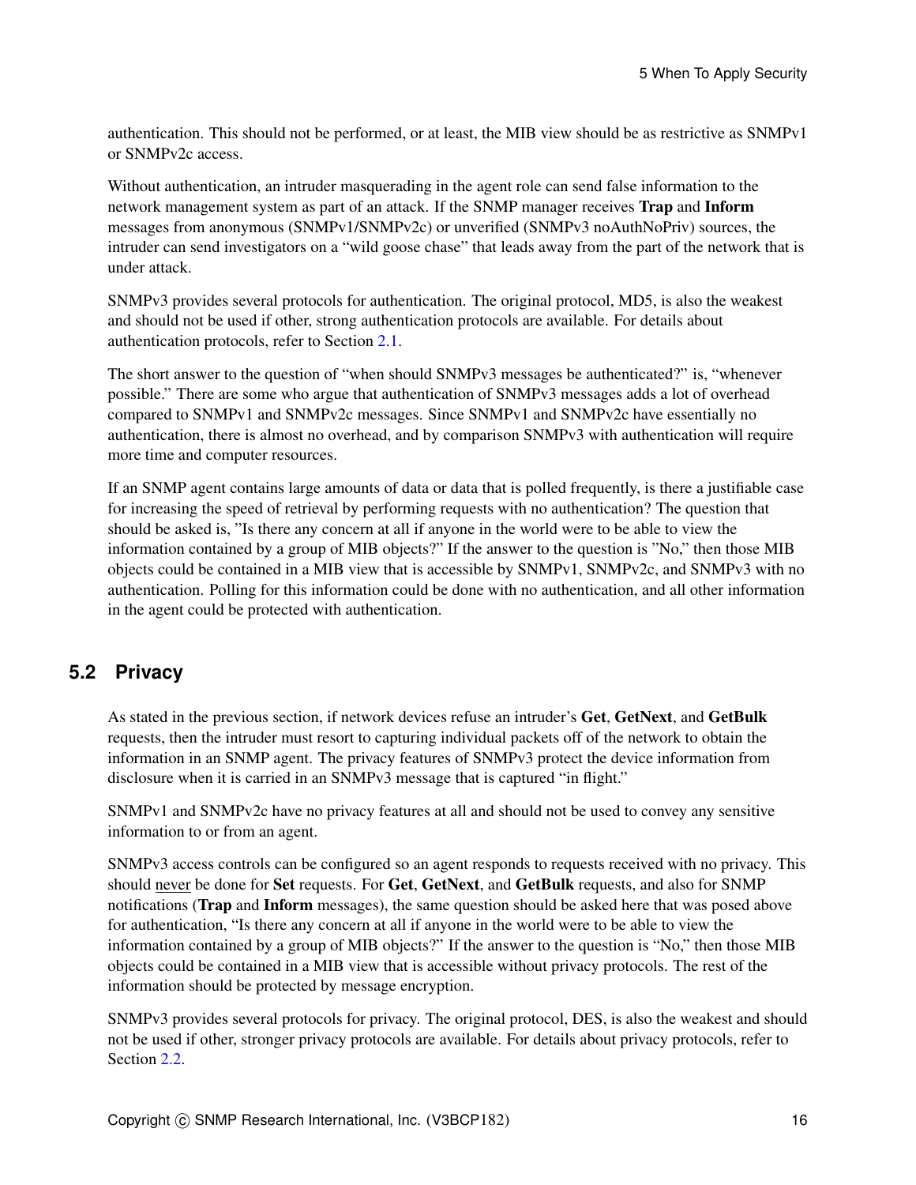authentication. This should not be performed, or at least, the MIB view should be as restrictive as SNMPv1 or SNMPv2c access.

Without authentication, an intruder masquerading in the agent role can send false information to the network management system as part of an attack. If the SNMP manager receives **Trap** and **Inform** messages from anonymous (SNMPv1/SNMPv2c) or unverified (SNMPv3 noAuthNoPriv) sources, the intruder can send investigators on a "wild goose chase" that leads away from the part of the network that is under attack.

SNMPv3 provides several protocols for authentication. The original protocol, MD5, is also the weakest and should not be used if other, strong authentication protocols are available. For details about authentication protocols, refer to Section 2.1.

The short answer to the question of "when should SNMPv3 messages be authenticated?" is, "whenever possible." There are some who argue that authentication of SNMPv3 messages adds a lot of overhead compared to SNMPv1 and SNMPv2c messages. Since SNMPv1 and SNMPv2c have essentially no authentication, there is almost no overhead, and by comparison SNMPv3 with authentication will require more time and computer resources.

If an SNMP agent contains large amounts of data or data that is polled frequently, is there a justifiable case for increasing the speed of retrieval by performing requests with no authentication? The question that should be asked is, "Is there any concern at all if anyone in the world were to be able to view the information contained by a group of MIB objects?" If the answer to the question is "No," then those MIB objects could be contained in a MIB view that is accessible by SNMPv1, SNMPv2c, and SNMPv3 with no authentication. Polling for this information could be done with no authentication, and all other information in the agent could be protected with authentication.

## 5.2 Privacy

As stated in the previous section, if network devices refuse an intruder's **Get**, **GetNext**, and **GetBulk** requests, then the intruder must resort to capturing individual packets off of the network to obtain the information in an SNMP agent. The privacy features of SNMPv3 protect the device information from disclosure when it is carried in an SNMPv3 message that is captured "in flight."

SNMPv1 and SNMPv2c have no privacy features at all and should not be used to convey any sensitive information to or from an agent.

SNMPv3 access controls can be configured so an agent responds to requests received with no privacy. This should <u>never</u> be done for **Set** requests. For **Get**, **GetNext**, and **GetBulk** requests, and also for SNMP notifications (**Trap** and **Inform** messages), the same question should be asked here that was posed above for authentication, "Is there any concern at all if anyone in the world were to be able to view the information contained by a group of MIB objects?" If the answer to the question is "No," then those MIB objects could be contained in a MIB view that is accessible without privacy protocols. The rest of the information should be protected by message encryption.

SNMPv3 provides several protocols for privacy. The original protocol, DES, is also the weakest and should not be used if other, stronger privacy protocols are available. For details about privacy protocols, refer to Section 2.2.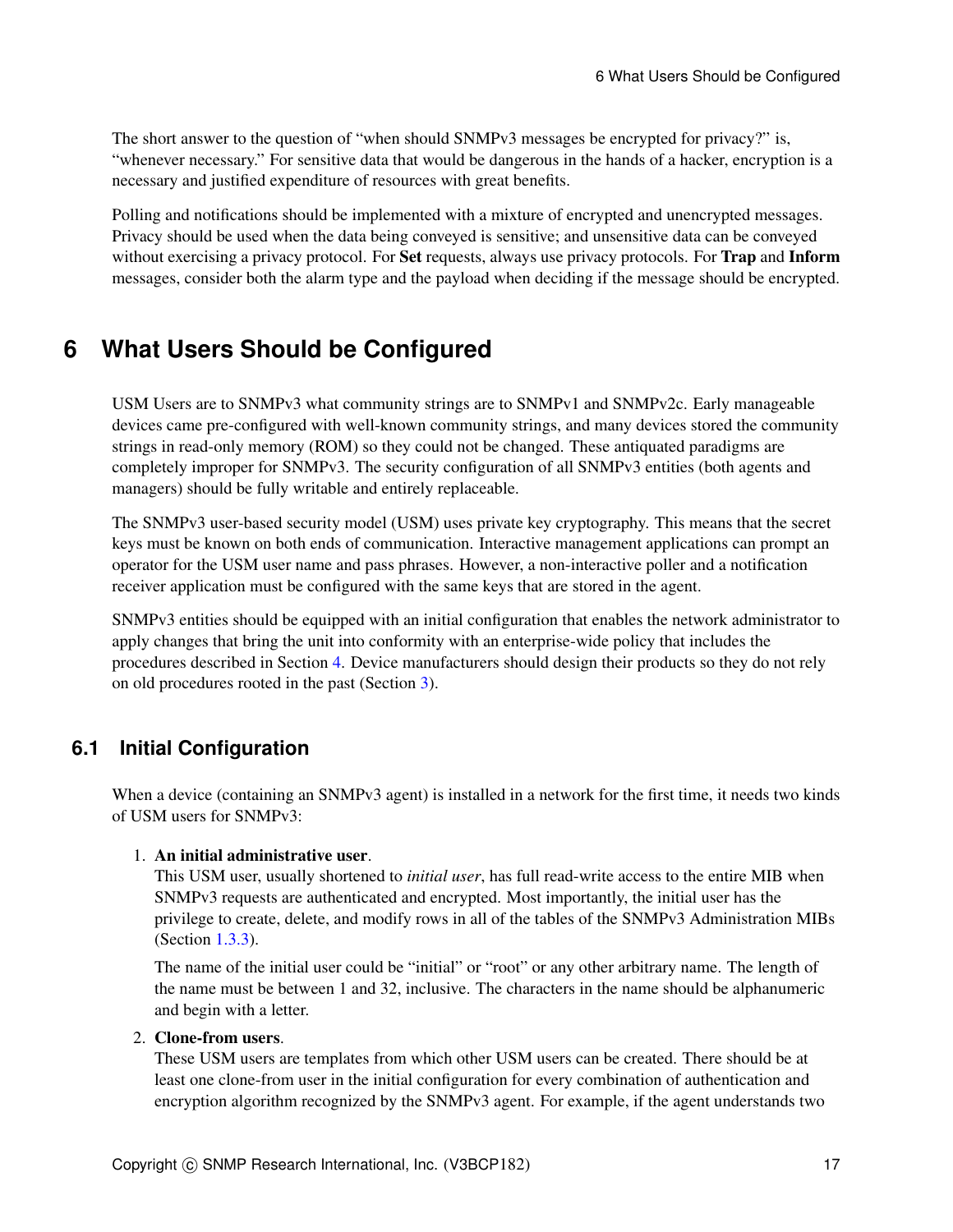The short answer to the question of "when should SNMPv3 messages be encrypted for privacy?" is, "whenever necessary." For sensitive data that would be dangerous in the hands of a hacker, encryption is a necessary and justified expenditure of resources with great benefits.

Polling and notifications should be implemented with a mixture of encrypted and unencrypted messages. Privacy should be used when the data being conveyed is sensitive; and unsensitive data can be conveyed without exercising a privacy protocol. For **Set** requests, always use privacy protocols. For **Trap** and **Inform** messages, consider both the alarm type and the payload when deciding if the message should be encrypted.

# 6 What Users Should be Configured

USM Users are to SNMPv3 what community strings are to SNMPv1 and SNMPv2c. Early manageable devices came pre-configured with well-known community strings, and many devices stored the community strings in read-only memory (ROM) so they could not be changed. These antiquated paradigms are completely improper for SNMPv3. The security configuration of all SNMPv3 entities (both agents and managers) should be fully writable and entirely replaceable.

The SNMPv3 user-based security model (USM) uses private key cryptography. This means that the secret keys must be known on both ends of communication. Interactive management applications can prompt an operator for the USM user name and pass phrases. However, a non-interactive poller and a notification receiver application must be configured with the same keys that are stored in the agent.

SNMPv3 entities should be equipped with an initial configuration that enables the network administrator to apply changes that bring the unit into conformity with an enterprise-wide policy that includes the procedures described in Section 4. Device manufacturers should design their products so they do not rely on old procedures rooted in the past (Section 3).

## 6.1 Initial Configuration

When a device (containing an SNMPv3 agent) is installed in a network for the first time, it needs two kinds of USM users for SNMPv3:

1. **An initial administrative user**.
   This USM user, usually shortened to *initial user*, has full read-write access to the entire MIB when SNMPv3 requests are authenticated and encrypted. Most importantly, the initial user has the privilege to create, delete, and modify rows in all of the tables of the SNMPv3 Administration MIBs (Section 1.3.3).

   The name of the initial user could be "initial" or "root" or any other arbitrary name. The length of the name must be between 1 and 32, inclusive. The characters in the name should be alphanumeric and begin with a letter.

2. **Clone-from users**.
   These USM users are templates from which other USM users can be created. There should be at least one clone-from user in the initial configuration for every combination of authentication and encryption algorithm recognized by the SNMPv3 agent. For example, if the agent understands two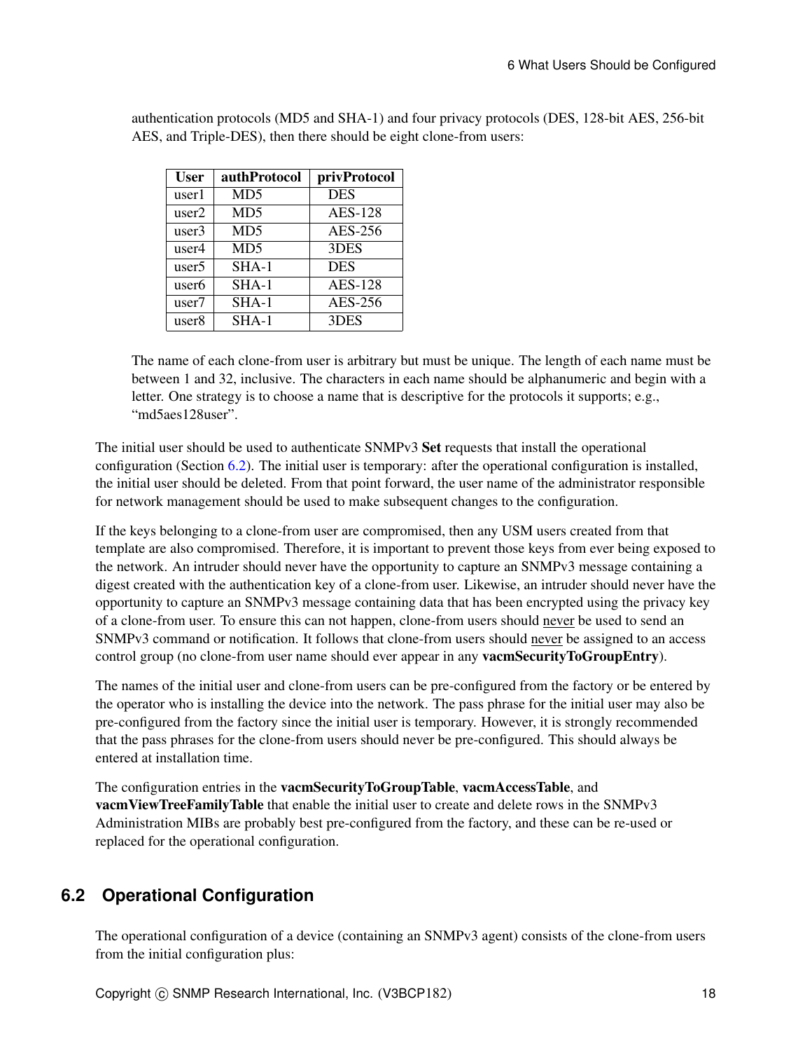authentication protocols (MD5 and SHA-1) and four privacy protocols (DES, 128-bit AES, 256-bit AES, and Triple-DES), then there should be eight clone-from users:

| User | authProtocol | privProtocol |
|---|---|---|
| user1 | MD5 | DES |
| user2 | MD5 | AES-128 |
| user3 | MD5 | AES-256 |
| user4 | MD5 | 3DES |
| user5 | SHA-1 | DES |
| user6 | SHA-1 | AES-128 |
| user7 | SHA-1 | AES-256 |
| user8 | SHA-1 | 3DES |

The name of each clone-from user is arbitrary but must be unique. The length of each name must be between 1 and 32, inclusive. The characters in each name should be alphanumeric and begin with a letter. One strategy is to choose a name that is descriptive for the protocols it supports; e.g., "md5aes128user".

The initial user should be used to authenticate SNMPv3 **Set** requests that install the operational configuration (Section 6.2). The initial user is temporary: after the operational configuration is installed, the initial user should be deleted. From that point forward, the user name of the administrator responsible for network management should be used to make subsequent changes to the configuration.

If the keys belonging to a clone-from user are compromised, then any USM users created from that template are also compromised. Therefore, it is important to prevent those keys from ever being exposed to the network. An intruder should never have the opportunity to capture an SNMPv3 message containing a digest created with the authentication key of a clone-from user. Likewise, an intruder should never have the opportunity to capture an SNMPv3 message containing data that has been encrypted using the privacy key of a clone-from user. To ensure this can not happen, clone-from users should <u>never</u> be used to send an SNMPv3 command or notification. It follows that clone-from users should <u>never</u> be assigned to an access control group (no clone-from user name should ever appear in any **vacmSecurityToGroupEntry**).

The names of the initial user and clone-from users can be pre-configured from the factory or be entered by the operator who is installing the device into the network. The pass phrase for the initial user may also be pre-configured from the factory since the initial user is temporary. However, it is strongly recommended that the pass phrases for the clone-from users should never be pre-configured. This should always be entered at installation time.

The configuration entries in the **vacmSecurityToGroupTable**, **vacmAccessTable**, and **vacmViewTreeFamilyTable** that enable the initial user to create and delete rows in the SNMPv3 Administration MIBs are probably best pre-configured from the factory, and these can be re-used or replaced for the operational configuration.

## 6.2 Operational Configuration

The operational configuration of a device (containing an SNMPv3 agent) consists of the clone-from users from the initial configuration plus: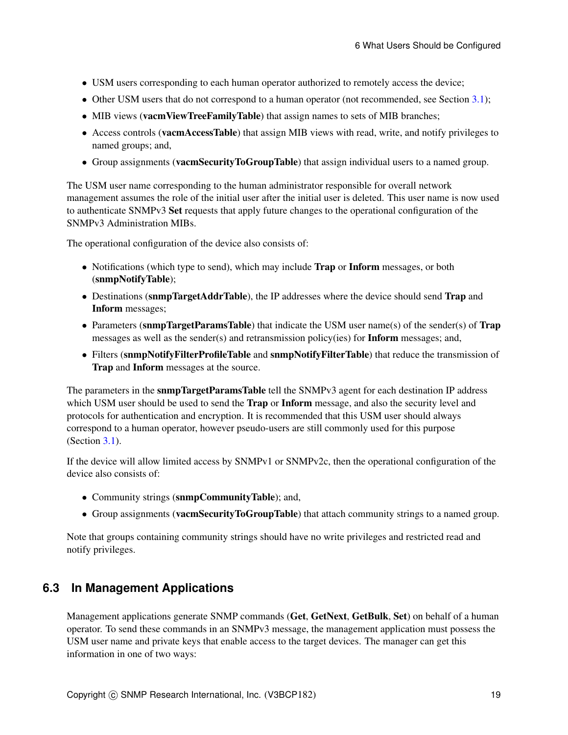- USM users corresponding to each human operator authorized to remotely access the device;
- Other USM users that do not correspond to a human operator (not recommended, see Section 3.1);
- MIB views (**vacmViewTreeFamilyTable**) that assign names to sets of MIB branches;
- Access controls (**vacmAccessTable**) that assign MIB views with read, write, and notify privileges to named groups; and,
- Group assignments (**vacmSecurityToGroupTable**) that assign individual users to a named group.

The USM user name corresponding to the human administrator responsible for overall network management assumes the role of the initial user after the initial user is deleted. This user name is now used to authenticate SNMPv3 **Set** requests that apply future changes to the operational configuration of the SNMPv3 Administration MIBs.

The operational configuration of the device also consists of:

- Notifications (which type to send), which may include **Trap** or **Inform** messages, or both (**snmpNotifyTable**);
- Destinations (**snmpTargetAddrTable**), the IP addresses where the device should send **Trap** and **Inform** messages;
- Parameters (**snmpTargetParamsTable**) that indicate the USM user name(s) of the sender(s) of **Trap** messages as well as the sender(s) and retransmission policy(ies) for **Inform** messages; and,
- Filters (**snmpNotifyFilterProfileTable** and **snmpNotifyFilterTable**) that reduce the transmission of **Trap** and **Inform** messages at the source.

The parameters in the **snmpTargetParamsTable** tell the SNMPv3 agent for each destination IP address which USM user should be used to send the **Trap** or **Inform** message, and also the security level and protocols for authentication and encryption. It is recommended that this USM user should always correspond to a human operator, however pseudo-users are still commonly used for this purpose (Section 3.1).

If the device will allow limited access by SNMPv1 or SNMPv2c, then the operational configuration of the device also consists of:

- Community strings (**snmpCommunityTable**); and,
- Group assignments (**vacmSecurityToGroupTable**) that attach community strings to a named group.

Note that groups containing community strings should have no write privileges and restricted read and notify privileges.

## 6.3 In Management Applications

Management applications generate SNMP commands (**Get**, **GetNext**, **GetBulk**, **Set**) on behalf of a human operator. To send these commands in an SNMPv3 message, the management application must possess the USM user name and private keys that enable access to the target devices. The manager can get this information in one of two ways: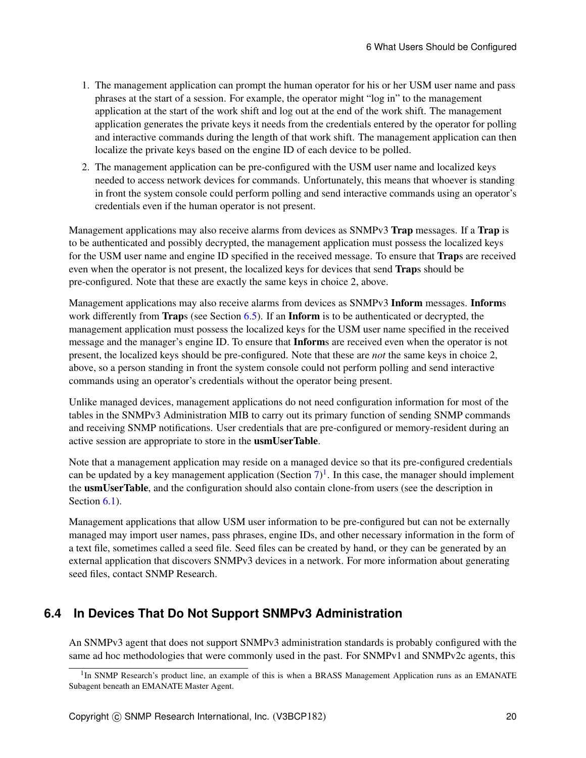1. The management application can prompt the human operator for his or her USM user name and pass phrases at the start of a session. For example, the operator might "log in" to the management application at the start of the work shift and log out at the end of the work shift. The management application generates the private keys it needs from the credentials entered by the operator for polling and interactive commands during the length of that work shift. The management application can then localize the private keys based on the engine ID of each device to be polled.
2. The management application can be pre-configured with the USM user name and localized keys needed to access network devices for commands. Unfortunately, this means that whoever is standing in front the system console could perform polling and send interactive commands using an operator's credentials even if the human operator is not present.

Management applications may also receive alarms from devices as SNMPv3 **Trap** messages. If a **Trap** is to be authenticated and possibly decrypted, the management application must possess the localized keys for the USM user name and engine ID specified in the received message. To ensure that **Trap**s are received even when the operator is not present, the localized keys for devices that send **Trap**s should be pre-configured. Note that these are exactly the same keys in choice 2, above.

Management applications may also receive alarms from devices as SNMPv3 **Inform** messages. **Inform**s work differently from **Trap**s (see Section 6.5). If an **Inform** is to be authenticated or decrypted, the management application must possess the localized keys for the USM user name specified in the received message and the manager's engine ID. To ensure that **Inform**s are received even when the operator is not present, the localized keys should be pre-configured. Note that these are *not* the same keys in choice 2, above, so a person standing in front the system console could not perform polling and send interactive commands using an operator's credentials without the operator being present.

Unlike managed devices, management applications do not need configuration information for most of the tables in the SNMPv3 Administration MIB to carry out its primary function of sending SNMP commands and receiving SNMP notifications. User credentials that are pre-configured or memory-resident during an active session are appropriate to store in the **usmUserTable**.

Note that a management application may reside on a managed device so that its pre-configured credentials can be updated by a key management application (Section 7)[1]. In this case, the manager should implement the **usmUserTable**, and the configuration should also contain clone-from users (see the description in Section 6.1).

Management applications that allow USM user information to be pre-configured but can not be externally managed may import user names, pass phrases, engine IDs, and other necessary information in the form of a text file, sometimes called a seed file. Seed files can be created by hand, or they can be generated by an external application that discovers SNMPv3 devices in a network. For more information about generating seed files, contact SNMP Research.

## 6.4 In Devices That Do Not Support SNMPv3 Administration

An SNMPv3 agent that does not support SNMPv3 administration standards is probably configured with the same ad hoc methodologies that were commonly used in the past. For SNMPv1 and SNMPv2c agents, this

[1] In SNMP Research's product line, an example of this is when a BRASS Management Application runs as an EMANATE Subagent beneath an EMANATE Master Agent.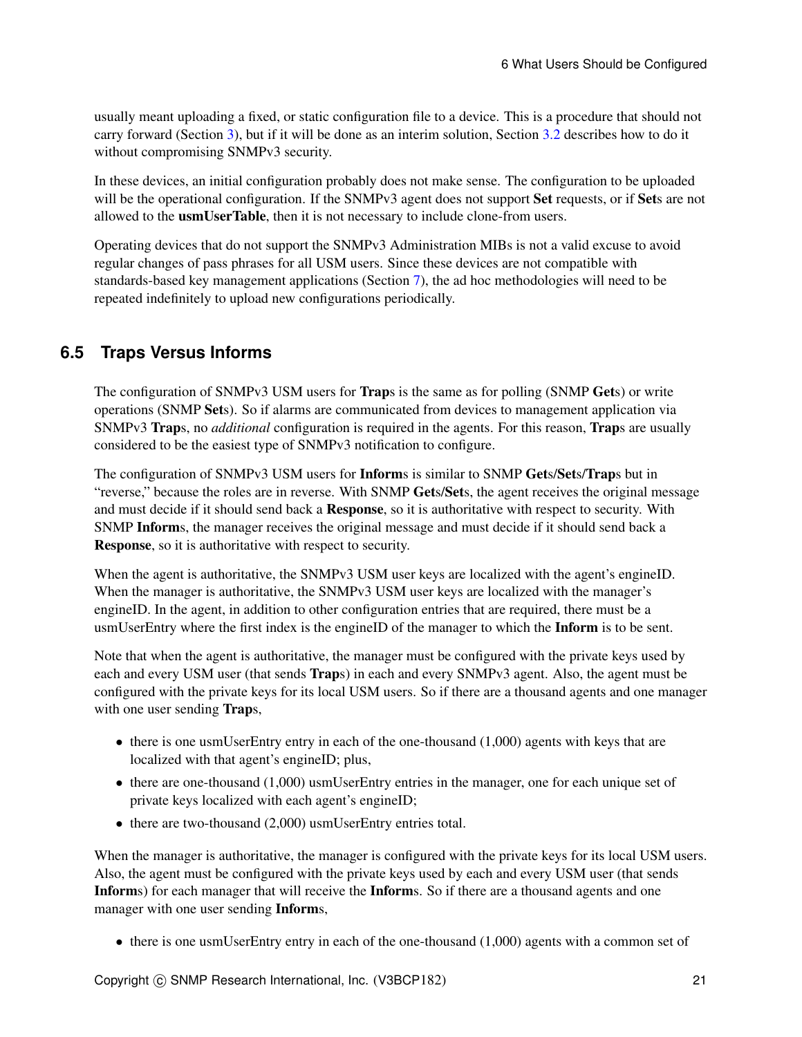usually meant uploading a fixed, or static configuration file to a device. This is a procedure that should not carry forward (Section 3), but if it will be done as an interim solution, Section 3.2 describes how to do it without compromising SNMPv3 security.

In these devices, an initial configuration probably does not make sense. The configuration to be uploaded will be the operational configuration. If the SNMPv3 agent does not support **Set** requests, or if **Set**s are not allowed to the **usmUserTable**, then it is not necessary to include clone-from users.

Operating devices that do not support the SNMPv3 Administration MIBs is not a valid excuse to avoid regular changes of pass phrases for all USM users. Since these devices are not compatible with standards-based key management applications (Section 7), the ad hoc methodologies will need to be repeated indefinitely to upload new configurations periodically.

## 6.5 Traps Versus Informs

The configuration of SNMPv3 USM users for **Trap**s is the same as for polling (SNMP **Get**s) or write operations (SNMP **Set**s). So if alarms are communicated from devices to management application via SNMPv3 **Trap**s, no *additional* configuration is required in the agents. For this reason, **Trap**s are usually considered to be the easiest type of SNMPv3 notification to configure.

The configuration of SNMPv3 USM users for **Inform**s is similar to SNMP **Get**s/**Set**s/**Trap**s but in "reverse," because the roles are in reverse. With SNMP **Get**s/**Set**s, the agent receives the original message and must decide if it should send back a **Response**, so it is authoritative with respect to security. With SNMP **Inform**s, the manager receives the original message and must decide if it should send back a **Response**, so it is authoritative with respect to security.

When the agent is authoritative, the SNMPv3 USM user keys are localized with the agent's engineID. When the manager is authoritative, the SNMPv3 USM user keys are localized with the manager's engineID. In the agent, in addition to other configuration entries that are required, there must be a usmUserEntry where the first index is the engineID of the manager to which the **Inform** is to be sent.

Note that when the agent is authoritative, the manager must be configured with the private keys used by each and every USM user (that sends **Trap**s) in each and every SNMPv3 agent. Also, the agent must be configured with the private keys for its local USM users. So if there are a thousand agents and one manager with one user sending **Trap**s,

- there is one usmUserEntry entry in each of the one-thousand (1,000) agents with keys that are localized with that agent's engineID; plus,
- there are one-thousand (1,000) usmUserEntry entries in the manager, one for each unique set of private keys localized with each agent's engineID;
- there are two-thousand (2,000) usmUserEntry entries total.

When the manager is authoritative, the manager is configured with the private keys for its local USM users. Also, the agent must be configured with the private keys used by each and every USM user (that sends **Inform**s) for each manager that will receive the **Inform**s. So if there are a thousand agents and one manager with one user sending **Inform**s,

- there is one usmUserEntry entry in each of the one-thousand (1,000) agents with a common set of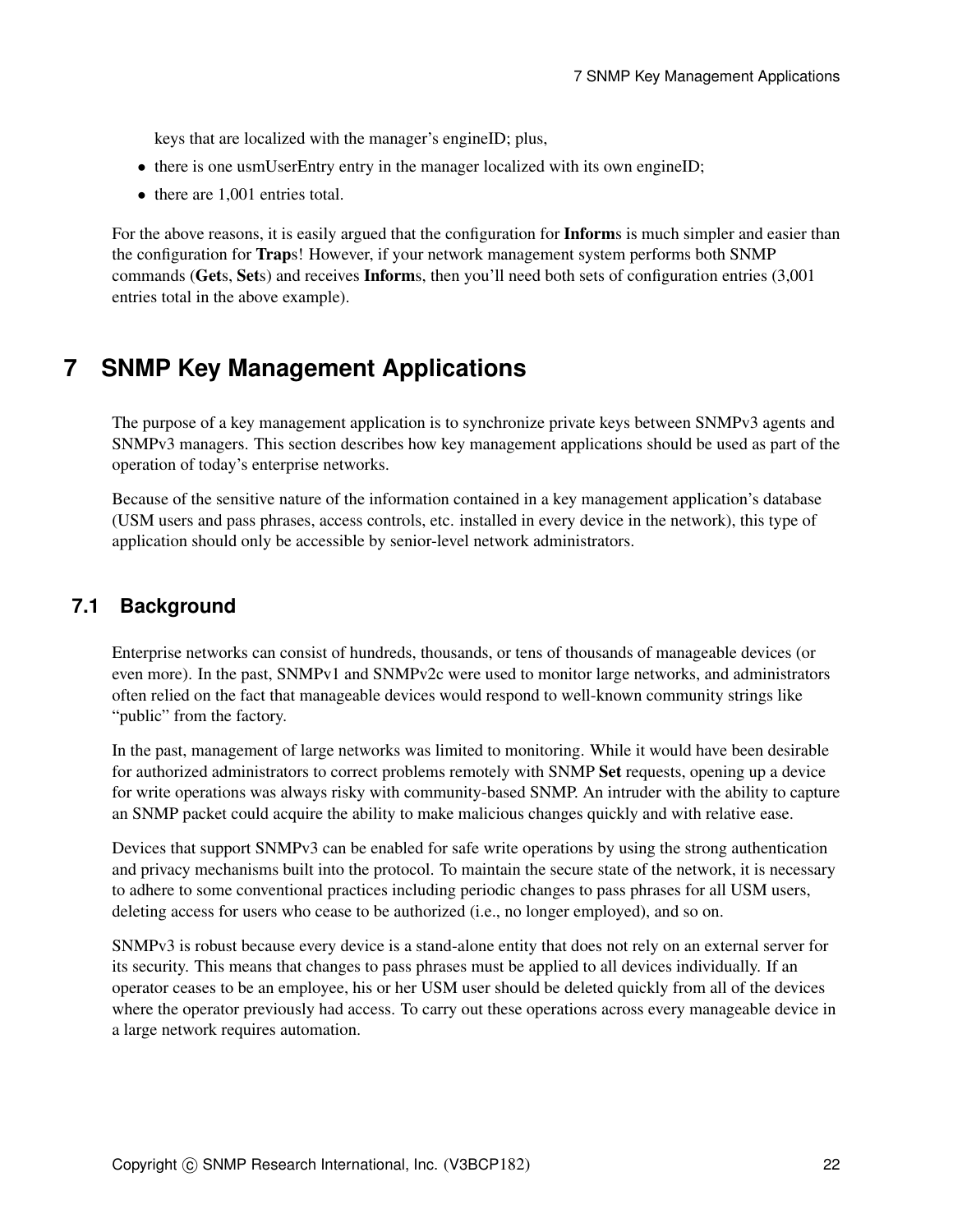keys that are localized with the manager's engineID; plus,

- there is one usmUserEntry entry in the manager localized with its own engineID;
- there are 1,001 entries total.

For the above reasons, it is easily argued that the configuration for **Inform**s is much simpler and easier than the configuration for **Trap**s! However, if your network management system performs both SNMP commands (**Get**s, **Set**s) and receives **Inform**s, then you'll need both sets of configuration entries (3,001 entries total in the above example).

# 7 SNMP Key Management Applications

The purpose of a key management application is to synchronize private keys between SNMPv3 agents and SNMPv3 managers. This section describes how key management applications should be used as part of the operation of today's enterprise networks.

Because of the sensitive nature of the information contained in a key management application's database (USM users and pass phrases, access controls, etc. installed in every device in the network), this type of application should only be accessible by senior-level network administrators.

## 7.1 Background

Enterprise networks can consist of hundreds, thousands, or tens of thousands of manageable devices (or even more). In the past, SNMPv1 and SNMPv2c were used to monitor large networks, and administrators often relied on the fact that manageable devices would respond to well-known community strings like "public" from the factory.

In the past, management of large networks was limited to monitoring. While it would have been desirable for authorized administrators to correct problems remotely with SNMP **Set** requests, opening up a device for write operations was always risky with community-based SNMP. An intruder with the ability to capture an SNMP packet could acquire the ability to make malicious changes quickly and with relative ease.

Devices that support SNMPv3 can be enabled for safe write operations by using the strong authentication and privacy mechanisms built into the protocol. To maintain the secure state of the network, it is necessary to adhere to some conventional practices including periodic changes to pass phrases for all USM users, deleting access for users who cease to be authorized (i.e., no longer employed), and so on.

SNMPv3 is robust because every device is a stand-alone entity that does not rely on an external server for its security. This means that changes to pass phrases must be applied to all devices individually. If an operator ceases to be an employee, his or her USM user should be deleted quickly from all of the devices where the operator previously had access. To carry out these operations across every manageable device in a large network requires automation.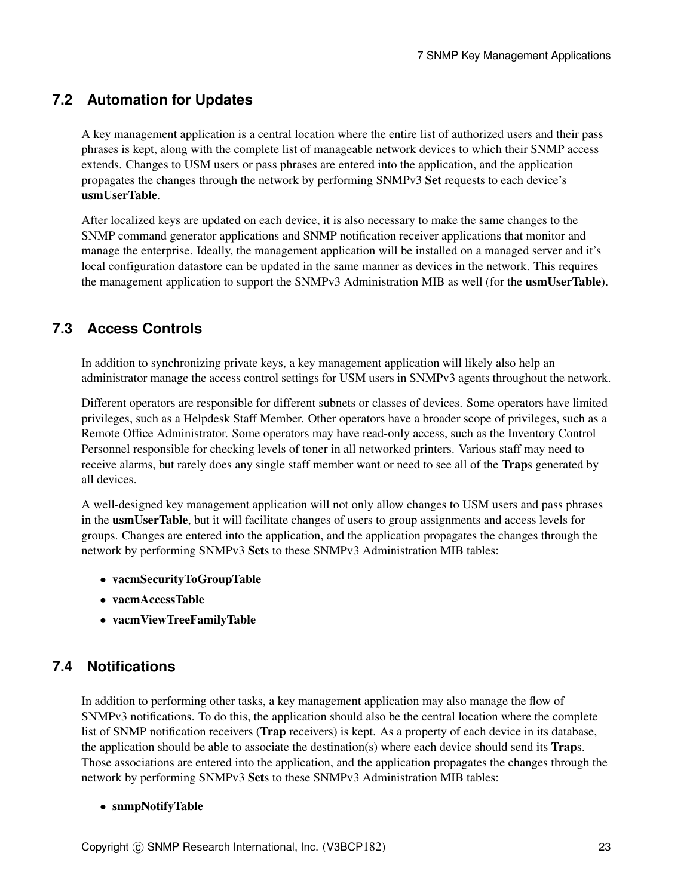## 7.2 Automation for Updates

A key management application is a central location where the entire list of authorized users and their pass phrases is kept, along with the complete list of manageable network devices to which their SNMP access extends. Changes to USM users or pass phrases are entered into the application, and the application propagates the changes through the network by performing SNMPv3 **Set** requests to each device's **usmUserTable**.

After localized keys are updated on each device, it is also necessary to make the same changes to the SNMP command generator applications and SNMP notification receiver applications that monitor and manage the enterprise. Ideally, the management application will be installed on a managed server and it's local configuration datastore can be updated in the same manner as devices in the network. This requires the management application to support the SNMPv3 Administration MIB as well (for the **usmUserTable**).

## 7.3 Access Controls

In addition to synchronizing private keys, a key management application will likely also help an administrator manage the access control settings for USM users in SNMPv3 agents throughout the network.

Different operators are responsible for different subnets or classes of devices. Some operators have limited privileges, such as a Helpdesk Staff Member. Other operators have a broader scope of privileges, such as a Remote Office Administrator. Some operators may have read-only access, such as the Inventory Control Personnel responsible for checking levels of toner in all networked printers. Various staff may need to receive alarms, but rarely does any single staff member want or need to see all of the **Trap**s generated by all devices.

A well-designed key management application will not only allow changes to USM users and pass phrases in the **usmUserTable**, but it will facilitate changes of users to group assignments and access levels for groups. Changes are entered into the application, and the application propagates the changes through the network by performing SNMPv3 **Set**s to these SNMPv3 Administration MIB tables:

- **vacmSecurityToGroupTable**
- **vacmAccessTable**
- **vacmViewTreeFamilyTable**

## 7.4 Notifications

In addition to performing other tasks, a key management application may also manage the flow of SNMPv3 notifications. To do this, the application should also be the central location where the complete list of SNMP notification receivers (**Trap** receivers) is kept. As a property of each device in its database, the application should be able to associate the destination(s) where each device should send its **Trap**s. Those associations are entered into the application, and the application propagates the changes through the network by performing SNMPv3 **Set**s to these SNMPv3 Administration MIB tables:

- **snmpNotifyTable**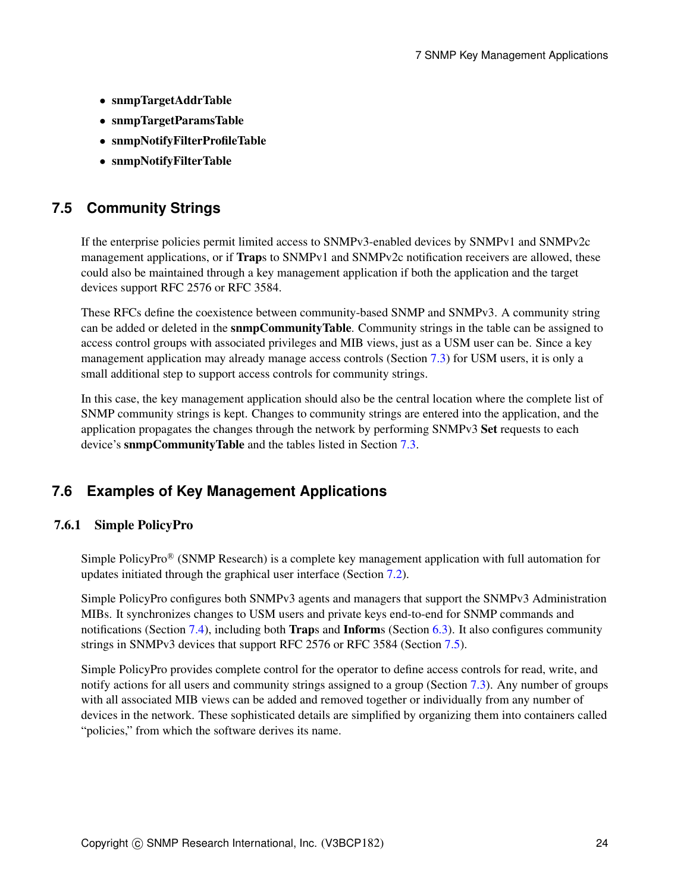- **snmpTargetAddrTable**
- **snmpTargetParamsTable**
- **snmpNotifyFilterProfileTable**
- **snmpNotifyFilterTable**

## 7.5 Community Strings

If the enterprise policies permit limited access to SNMPv3-enabled devices by SNMPv1 and SNMPv2c management applications, or if **Trap**s to SNMPv1 and SNMPv2c notification receivers are allowed, these could also be maintained through a key management application if both the application and the target devices support RFC 2576 or RFC 3584.

These RFCs define the coexistence between community-based SNMP and SNMPv3. A community string can be added or deleted in the **snmpCommunityTable**. Community strings in the table can be assigned to access control groups with associated privileges and MIB views, just as a USM user can be. Since a key management application may already manage access controls (Section 7.3) for USM users, it is only a small additional step to support access controls for community strings.

In this case, the key management application should also be the central location where the complete list of SNMP community strings is kept. Changes to community strings are entered into the application, and the application propagates the changes through the network by performing SNMPv3 **Set** requests to each device's **snmpCommunityTable** and the tables listed in Section 7.3.

## 7.6 Examples of Key Management Applications

### 7.6.1 Simple PolicyPro

Simple PolicyPro® (SNMP Research) is a complete key management application with full automation for updates initiated through the graphical user interface (Section 7.2).

Simple PolicyPro configures both SNMPv3 agents and managers that support the SNMPv3 Administration MIBs. It synchronizes changes to USM users and private keys end-to-end for SNMP commands and notifications (Section 7.4), including both **Trap**s and **Inform**s (Section 6.3). It also configures community strings in SNMPv3 devices that support RFC 2576 or RFC 3584 (Section 7.5).

Simple PolicyPro provides complete control for the operator to define access controls for read, write, and notify actions for all users and community strings assigned to a group (Section 7.3). Any number of groups with all associated MIB views can be added and removed together or individually from any number of devices in the network. These sophisticated details are simplified by organizing them into containers called "policies," from which the software derives its name.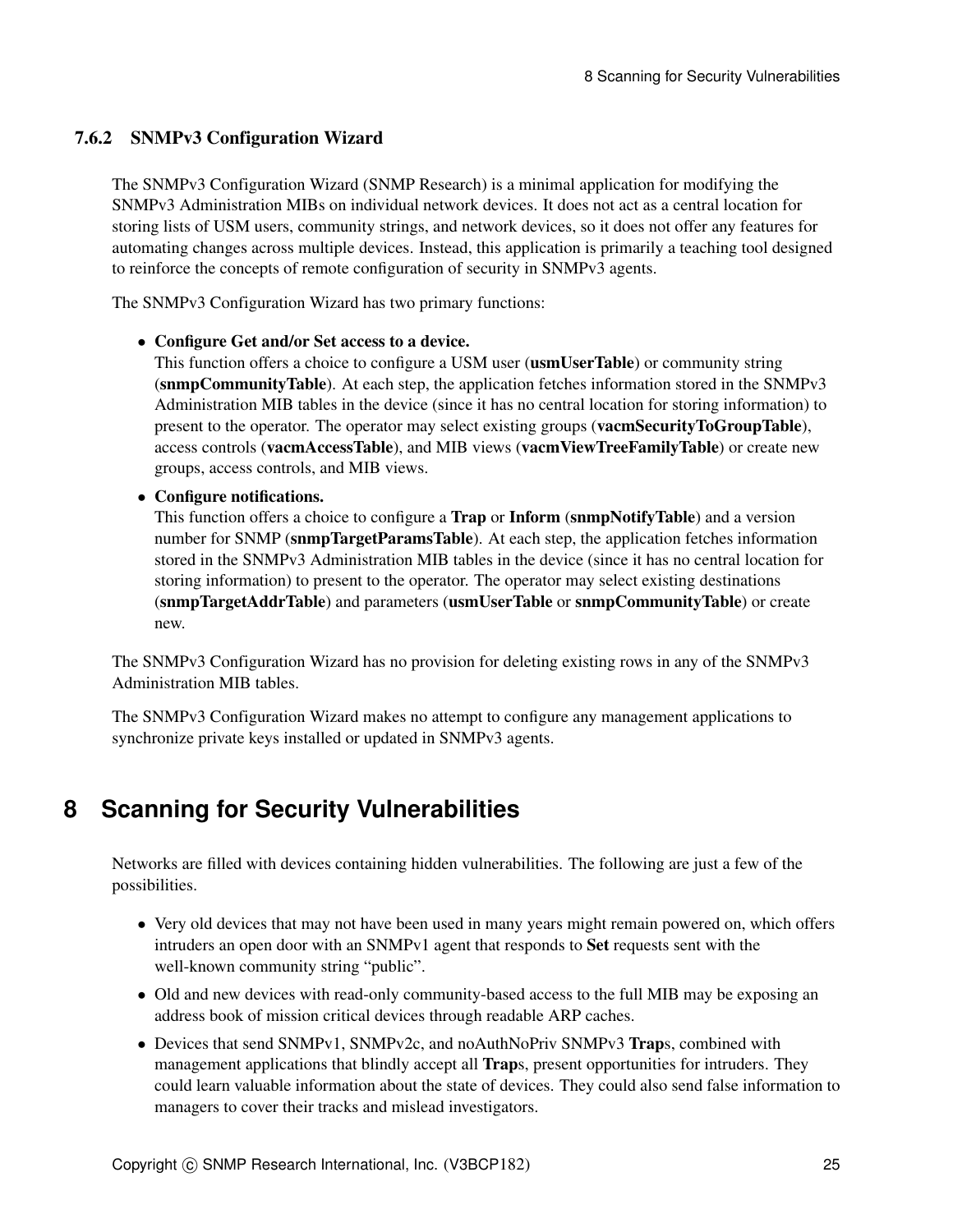### 7.6.2 SNMPv3 Configuration Wizard

The SNMPv3 Configuration Wizard (SNMP Research) is a minimal application for modifying the SNMPv3 Administration MIBs on individual network devices. It does not act as a central location for storing lists of USM users, community strings, and network devices, so it does not offer any features for automating changes across multiple devices. Instead, this application is primarily a teaching tool designed to reinforce the concepts of remote configuration of security in SNMPv3 agents.

The SNMPv3 Configuration Wizard has two primary functions:

- **Configure Get and/or Set access to a device.**
  This function offers a choice to configure a USM user (**usmUserTable**) or community string (**snmpCommunityTable**). At each step, the application fetches information stored in the SNMPv3 Administration MIB tables in the device (since it has no central location for storing information) to present to the operator. The operator may select existing groups (**vacmSecurityToGroupTable**), access controls (**vacmAccessTable**), and MIB views (**vacmViewTreeFamilyTable**) or create new groups, access controls, and MIB views.
- **Configure notifications.**
  This function offers a choice to configure a **Trap** or **Inform** (**snmpNotifyTable**) and a version number for SNMP (**snmpTargetParamsTable**). At each step, the application fetches information stored in the SNMPv3 Administration MIB tables in the device (since it has no central location for storing information) to present to the operator. The operator may select existing destinations (**snmpTargetAddrTable**) and parameters (**usmUserTable** or **snmpCommunityTable**) or create new.

The SNMPv3 Configuration Wizard has no provision for deleting existing rows in any of the SNMPv3 Administration MIB tables.

The SNMPv3 Configuration Wizard makes no attempt to configure any management applications to synchronize private keys installed or updated in SNMPv3 agents.

# 8 Scanning for Security Vulnerabilities

Networks are filled with devices containing hidden vulnerabilities. The following are just a few of the possibilities.

- Very old devices that may not have been used in many years might remain powered on, which offers intruders an open door with an SNMPv1 agent that responds to **Set** requests sent with the well-known community string "public".
- Old and new devices with read-only community-based access to the full MIB may be exposing an address book of mission critical devices through readable ARP caches.
- Devices that send SNMPv1, SNMPv2c, and noAuthNoPriv SNMPv3 **Trap**s, combined with management applications that blindly accept all **Trap**s, present opportunities for intruders. They could learn valuable information about the state of devices. They could also send false information to managers to cover their tracks and mislead investigators.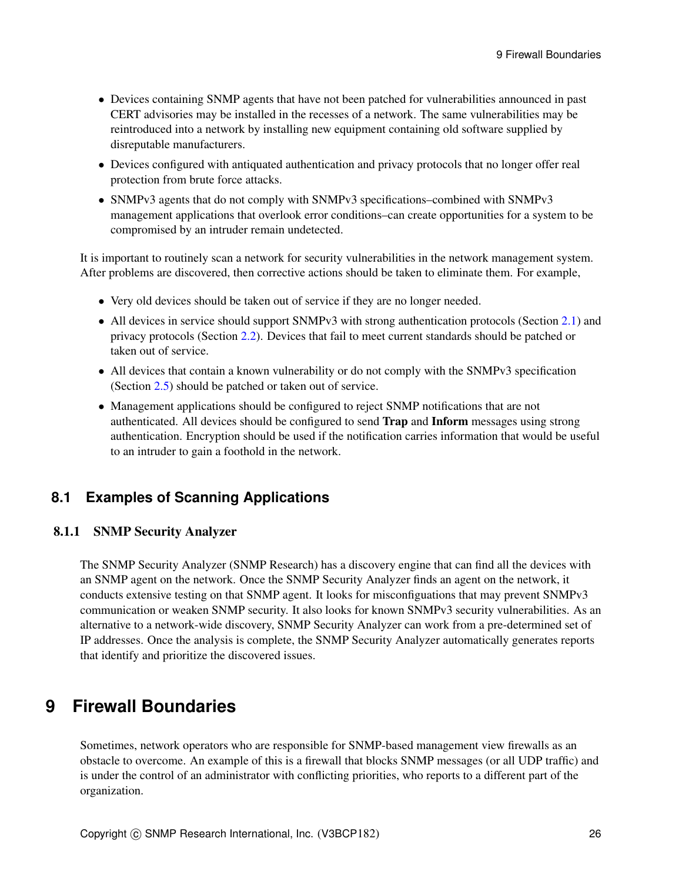- Devices containing SNMP agents that have not been patched for vulnerabilities announced in past CERT advisories may be installed in the recesses of a network. The same vulnerabilities may be reintroduced into a network by installing new equipment containing old software supplied by disreputable manufacturers.
- Devices configured with antiquated authentication and privacy protocols that no longer offer real protection from brute force attacks.
- SNMPv3 agents that do not comply with SNMPv3 specifications–combined with SNMPv3 management applications that overlook error conditions–can create opportunities for a system to be compromised by an intruder remain undetected.

It is important to routinely scan a network for security vulnerabilities in the network management system. After problems are discovered, then corrective actions should be taken to eliminate them. For example,

- Very old devices should be taken out of service if they are no longer needed.
- All devices in service should support SNMPv3 with strong authentication protocols (Section 2.1) and privacy protocols (Section 2.2). Devices that fail to meet current standards should be patched or taken out of service.
- All devices that contain a known vulnerability or do not comply with the SNMPv3 specification (Section 2.5) should be patched or taken out of service.
- Management applications should be configured to reject SNMP notifications that are not authenticated. All devices should be configured to send **Trap** and **Inform** messages using strong authentication. Encryption should be used if the notification carries information that would be useful to an intruder to gain a foothold in the network.

## 8.1 Examples of Scanning Applications

### 8.1.1 SNMP Security Analyzer

The SNMP Security Analyzer (SNMP Research) has a discovery engine that can find all the devices with an SNMP agent on the network. Once the SNMP Security Analyzer finds an agent on the network, it conducts extensive testing on that SNMP agent. It looks for misconfiguations that may prevent SNMPv3 communication or weaken SNMP security. It also looks for known SNMPv3 security vulnerabilities. As an alternative to a network-wide discovery, SNMP Security Analyzer can work from a pre-determined set of IP addresses. Once the analysis is complete, the SNMP Security Analyzer automatically generates reports that identify and prioritize the discovered issues.

# 9 Firewall Boundaries

Sometimes, network operators who are responsible for SNMP-based management view firewalls as an obstacle to overcome. An example of this is a firewall that blocks SNMP messages (or all UDP traffic) and is under the control of an administrator with conflicting priorities, who reports to a different part of the organization.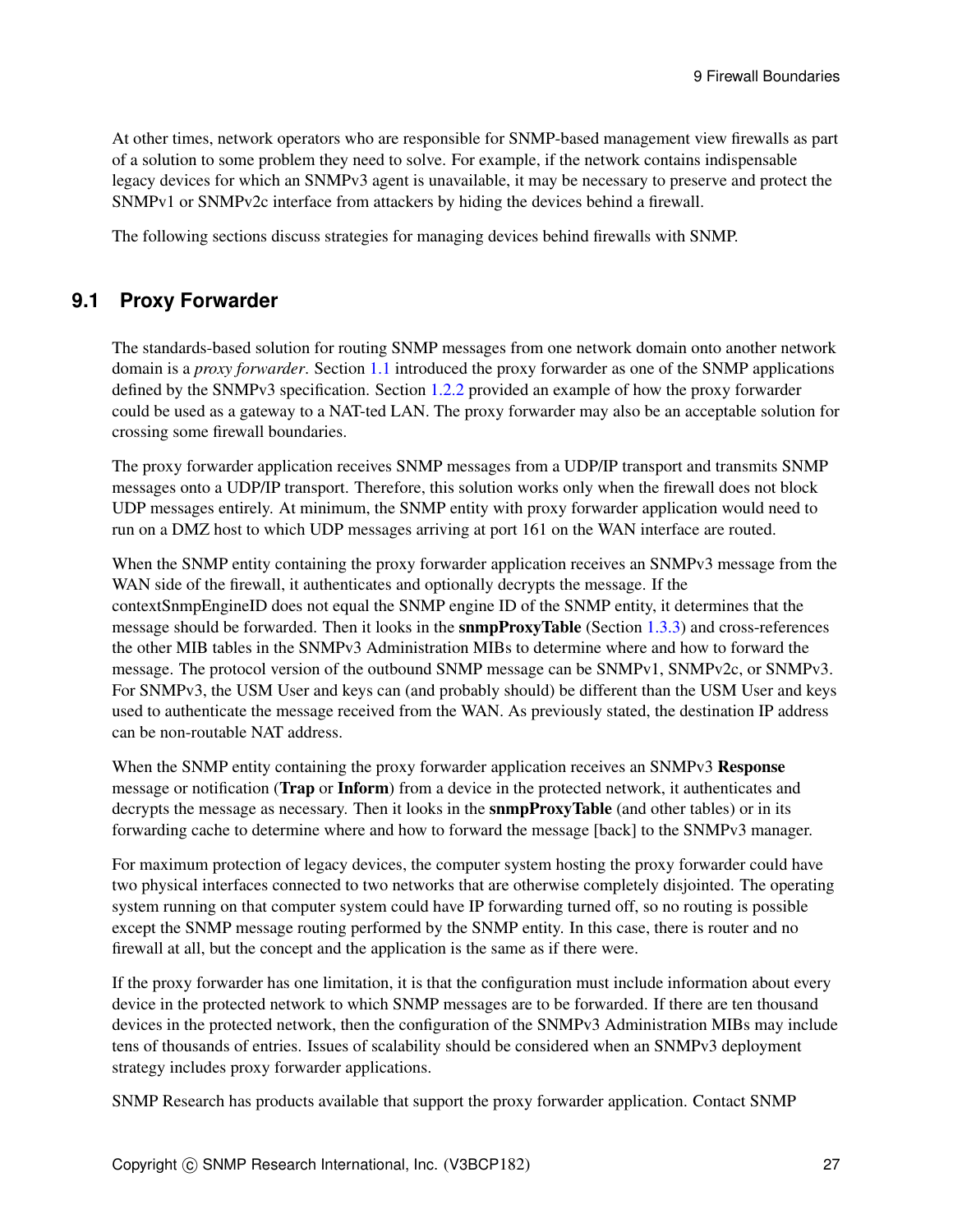At other times, network operators who are responsible for SNMP-based management view firewalls as part of a solution to some problem they need to solve. For example, if the network contains indispensable legacy devices for which an SNMPv3 agent is unavailable, it may be necessary to preserve and protect the SNMPv1 or SNMPv2c interface from attackers by hiding the devices behind a firewall.

The following sections discuss strategies for managing devices behind firewalls with SNMP.

## 9.1 Proxy Forwarder

The standards-based solution for routing SNMP messages from one network domain onto another network domain is a *proxy forwarder*. Section 1.1 introduced the proxy forwarder as one of the SNMP applications defined by the SNMPv3 specification. Section 1.2.2 provided an example of how the proxy forwarder could be used as a gateway to a NAT-ted LAN. The proxy forwarder may also be an acceptable solution for crossing some firewall boundaries.

The proxy forwarder application receives SNMP messages from a UDP/IP transport and transmits SNMP messages onto a UDP/IP transport. Therefore, this solution works only when the firewall does not block UDP messages entirely. At minimum, the SNMP entity with proxy forwarder application would need to run on a DMZ host to which UDP messages arriving at port 161 on the WAN interface are routed.

When the SNMP entity containing the proxy forwarder application receives an SNMPv3 message from the WAN side of the firewall, it authenticates and optionally decrypts the message. If the contextSnmpEngineID does not equal the SNMP engine ID of the SNMP entity, it determines that the message should be forwarded. Then it looks in the **snmpProxyTable** (Section 1.3.3) and cross-references the other MIB tables in the SNMPv3 Administration MIBs to determine where and how to forward the message. The protocol version of the outbound SNMP message can be SNMPv1, SNMPv2c, or SNMPv3. For SNMPv3, the USM User and keys can (and probably should) be different than the USM User and keys used to authenticate the message received from the WAN. As previously stated, the destination IP address can be non-routable NAT address.

When the SNMP entity containing the proxy forwarder application receives an SNMPv3 **Response** message or notification (**Trap** or **Inform**) from a device in the protected network, it authenticates and decrypts the message as necessary. Then it looks in the **snmpProxyTable** (and other tables) or in its forwarding cache to determine where and how to forward the message [back] to the SNMPv3 manager.

For maximum protection of legacy devices, the computer system hosting the proxy forwarder could have two physical interfaces connected to two networks that are otherwise completely disjointed. The operating system running on that computer system could have IP forwarding turned off, so no routing is possible except the SNMP message routing performed by the SNMP entity. In this case, there is router and no firewall at all, but the concept and the application is the same as if there were.

If the proxy forwarder has one limitation, it is that the configuration must include information about every device in the protected network to which SNMP messages are to be forwarded. If there are ten thousand devices in the protected network, then the configuration of the SNMPv3 Administration MIBs may include tens of thousands of entries. Issues of scalability should be considered when an SNMPv3 deployment strategy includes proxy forwarder applications.

SNMP Research has products available that support the proxy forwarder application. Contact SNMP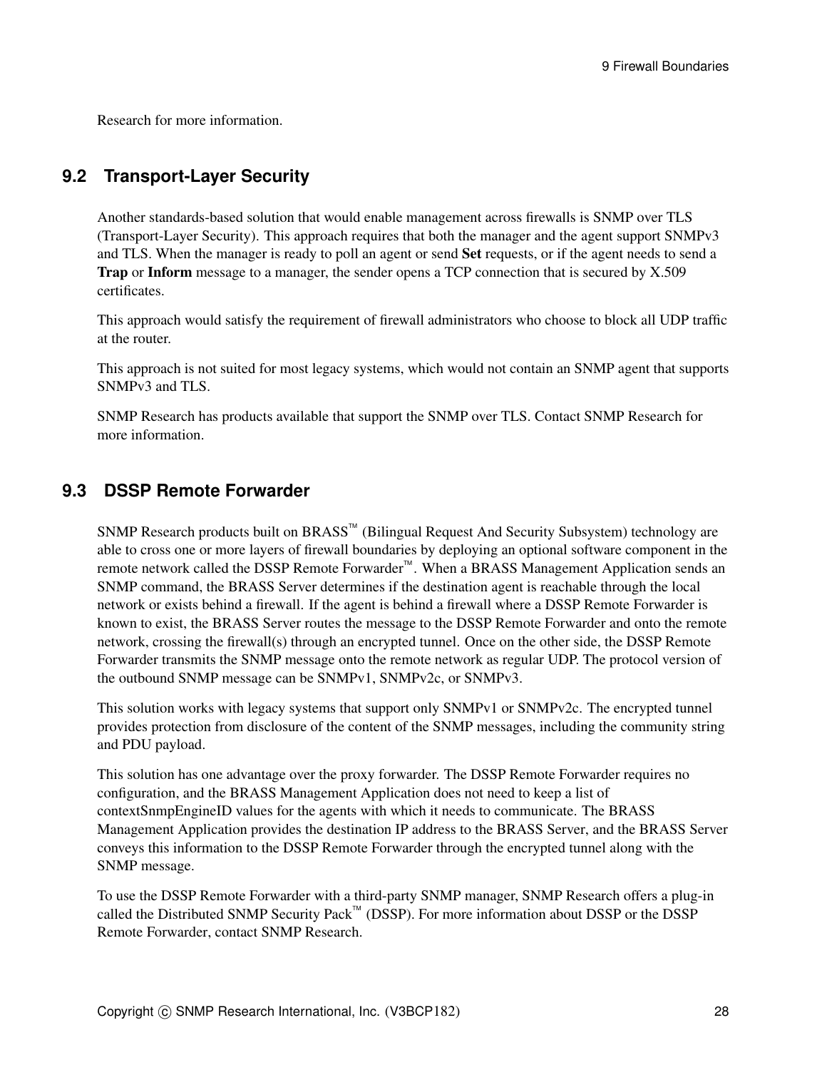Research for more information.

## 9.2 Transport-Layer Security

Another standards-based solution that would enable management across firewalls is SNMP over TLS (Transport-Layer Security). This approach requires that both the manager and the agent support SNMPv3 and TLS. When the manager is ready to poll an agent or send **Set** requests, or if the agent needs to send a **Trap** or **Inform** message to a manager, the sender opens a TCP connection that is secured by X.509 certificates.

This approach would satisfy the requirement of firewall administrators who choose to block all UDP traffic at the router.

This approach is not suited for most legacy systems, which would not contain an SNMP agent that supports SNMPv3 and TLS.

SNMP Research has products available that support the SNMP over TLS. Contact SNMP Research for more information.

## 9.3 DSSP Remote Forwarder

SNMP Research products built on BRASS™ (Bilingual Request And Security Subsystem) technology are able to cross one or more layers of firewall boundaries by deploying an optional software component in the remote network called the DSSP Remote Forwarder™. When a BRASS Management Application sends an SNMP command, the BRASS Server determines if the destination agent is reachable through the local network or exists behind a firewall. If the agent is behind a firewall where a DSSP Remote Forwarder is known to exist, the BRASS Server routes the message to the DSSP Remote Forwarder and onto the remote network, crossing the firewall(s) through an encrypted tunnel. Once on the other side, the DSSP Remote Forwarder transmits the SNMP message onto the remote network as regular UDP. The protocol version of the outbound SNMP message can be SNMPv1, SNMPv2c, or SNMPv3.

This solution works with legacy systems that support only SNMPv1 or SNMPv2c. The encrypted tunnel provides protection from disclosure of the content of the SNMP messages, including the community string and PDU payload.

This solution has one advantage over the proxy forwarder. The DSSP Remote Forwarder requires no configuration, and the BRASS Management Application does not need to keep a list of contextSnmpEngineID values for the agents with which it needs to communicate. The BRASS Management Application provides the destination IP address to the BRASS Server, and the BRASS Server conveys this information to the DSSP Remote Forwarder through the encrypted tunnel along with the SNMP message.

To use the DSSP Remote Forwarder with a third-party SNMP manager, SNMP Research offers a plug-in called the Distributed SNMP Security Pack™ (DSSP). For more information about DSSP or the DSSP Remote Forwarder, contact SNMP Research.